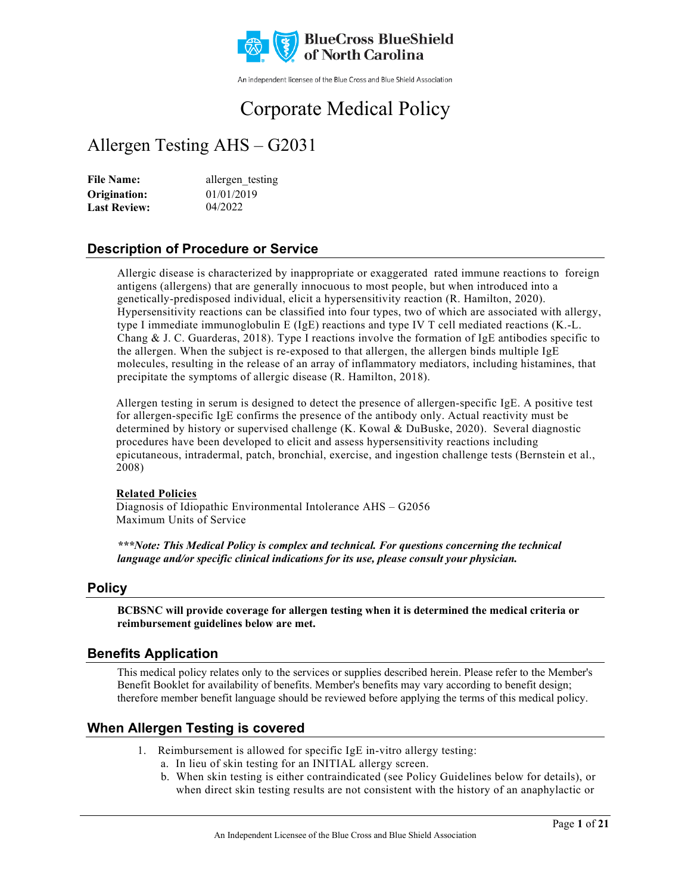BlueCross BlueShield of North Carolina

An independent licensee of the Blue Cross and Blue Shield Association

# Corporate Medical Policy

## Allergen Testing AHS – G2031

**File Name:** allergen_testing
**Origination:** 01/01/2019
**Last Review:** 04/2022

## Description of Procedure or Service

Allergic disease is characterized by inappropriate or exaggerated rated immune reactions to foreign antigens (allergens) that are generally innocuous to most people, but when introduced into a genetically-predisposed individual, elicit a hypersensitivity reaction (R. Hamilton, 2020). Hypersensitivity reactions can be classified into four types, two of which are associated with allergy, type I immediate immunoglobulin E (IgE) reactions and type IV T cell mediated reactions (K.-L. Chang & J. C. Guarderas, 2018). Type I reactions involve the formation of IgE antibodies specific to the allergen. When the subject is re-exposed to that allergen, the allergen binds multiple IgE molecules, resulting in the release of an array of inflammatory mediators, including histamines, that precipitate the symptoms of allergic disease (R. Hamilton, 2018).

Allergen testing in serum is designed to detect the presence of allergen-specific IgE. A positive test for allergen-specific IgE confirms the presence of the antibody only. Actual reactivity must be determined by history or supervised challenge (K. Kowal & DuBuske, 2020). Several diagnostic procedures have been developed to elicit and assess hypersensitivity reactions including epicutaneous, intradermal, patch, bronchial, exercise, and ingestion challenge tests (Bernstein et al., 2008)

**Related Policies**
Diagnosis of Idiopathic Environmental Intolerance AHS – G2056
Maximum Units of Service

***\*\*\*Note: This Medical Policy is complex and technical. For questions concerning the technical language and/or specific clinical indications for its use, please consult your physician.***

## Policy

**BCBSNC will provide coverage for allergen testing when it is determined the medical criteria or reimbursement guidelines below are met.**

## Benefits Application

This medical policy relates only to the services or supplies described herein. Please refer to the Member's Benefit Booklet for availability of benefits. Member's benefits may vary according to benefit design; therefore member benefit language should be reviewed before applying the terms of this medical policy.

## When Allergen Testing is covered

1. Reimbursement is allowed for specific IgE in-vitro allergy testing:
   a. In lieu of skin testing for an INITIAL allergy screen.
   b. When skin testing is either contraindicated (see Policy Guidelines below for details), or when direct skin testing results are not consistent with the history of an anaphylactic or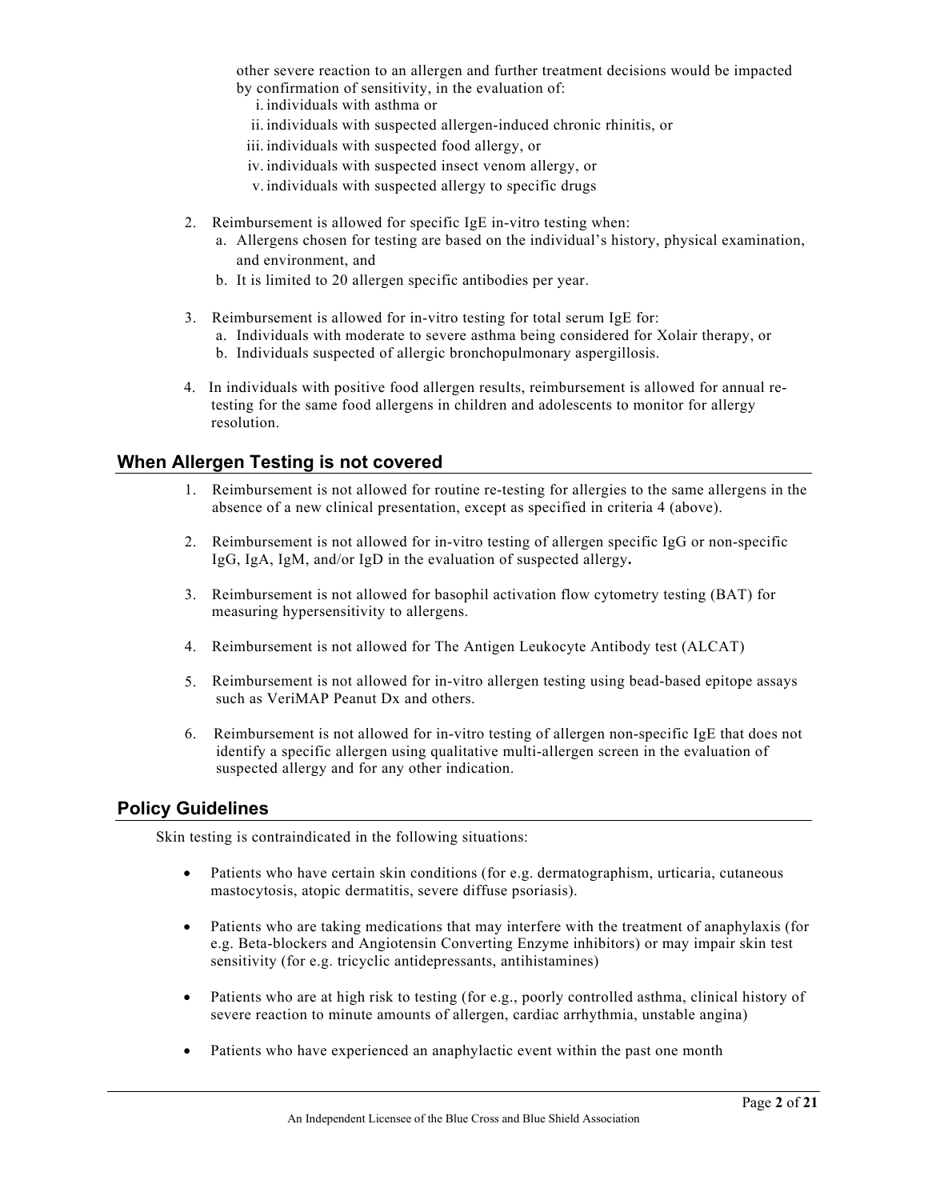other severe reaction to an allergen and further treatment decisions would be impacted by confirmation of sensitivity, in the evaluation of:

   i. individuals with asthma or
   ii. individuals with suspected allergen-induced chronic rhinitis, or
   iii. individuals with suspected food allergy, or
   iv. individuals with suspected insect venom allergy, or
   v. individuals with suspected allergy to specific drugs

2. Reimbursement is allowed for specific IgE in-vitro testing when:
   a. Allergens chosen for testing are based on the individual's history, physical examination, and environment, and
   b. It is limited to 20 allergen specific antibodies per year.

3. Reimbursement is allowed for in-vitro testing for total serum IgE for:
   a. Individuals with moderate to severe asthma being considered for Xolair therapy, or
   b. Individuals suspected of allergic bronchopulmonary aspergillosis.

4. In individuals with positive food allergen results, reimbursement is allowed for annual re-testing for the same food allergens in children and adolescents to monitor for allergy resolution.

## When Allergen Testing is not covered

1. Reimbursement is not allowed for routine re-testing for allergies to the same allergens in the absence of a new clinical presentation, except as specified in criteria 4 (above).

2. Reimbursement is not allowed for in-vitro testing of allergen specific IgG or non-specific IgG, IgA, IgM, and/or IgD in the evaluation of suspected allergy**.**

3. Reimbursement is not allowed for basophil activation flow cytometry testing (BAT) for measuring hypersensitivity to allergens.

4. Reimbursement is not allowed for The Antigen Leukocyte Antibody test (ALCAT)

5. Reimbursement is not allowed for in-vitro allergen testing using bead-based epitope assays such as VeriMAP Peanut Dx and others.

6. Reimbursement is not allowed for in-vitro testing of allergen non-specific IgE that does not identify a specific allergen using qualitative multi-allergen screen in the evaluation of suspected allergy and for any other indication.

## Policy Guidelines

Skin testing is contraindicated in the following situations:

- Patients who have certain skin conditions (for e.g. dermatographism, urticaria, cutaneous mastocytosis, atopic dermatitis, severe diffuse psoriasis).

- Patients who are taking medications that may interfere with the treatment of anaphylaxis (for e.g. Beta-blockers and Angiotensin Converting Enzyme inhibitors) or may impair skin test sensitivity (for e.g. tricyclic antidepressants, antihistamines)

- Patients who are at high risk to testing (for e.g., poorly controlled asthma, clinical history of severe reaction to minute amounts of allergen, cardiac arrhythmia, unstable angina)

- Patients who have experienced an anaphylactic event within the past one month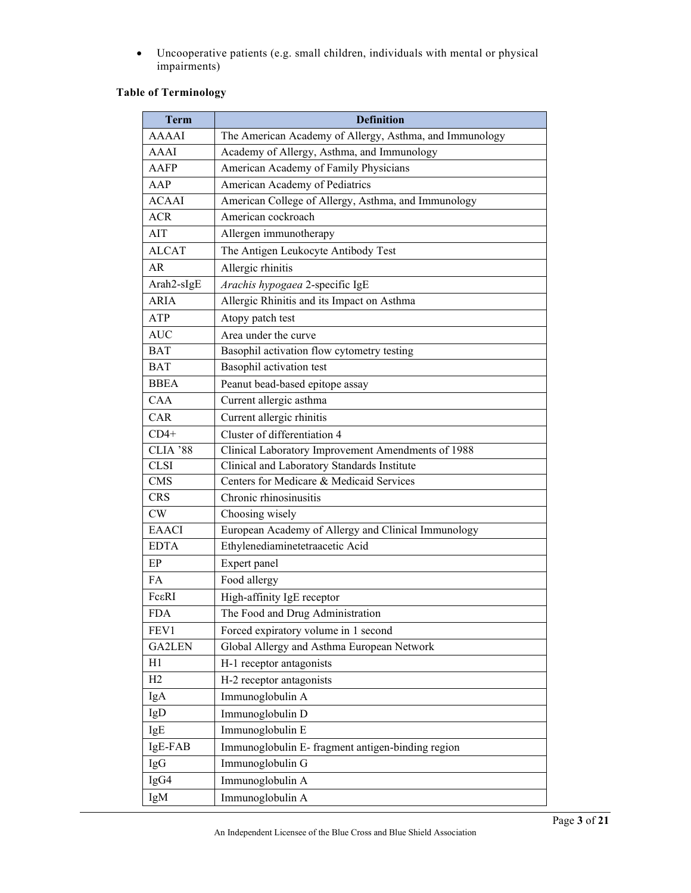- Uncooperative patients (e.g. small children, individuals with mental or physical impairments)

**Table of Terminology**

| Term | Definition |
|---|---|
| AAAAI | The American Academy of Allergy, Asthma, and Immunology |
| AAAI | Academy of Allergy, Asthma, and Immunology |
| AAFP | American Academy of Family Physicians |
| AAP | American Academy of Pediatrics |
| ACAAI | American College of Allergy, Asthma, and Immunology |
| ACR | American cockroach |
| AIT | Allergen immunotherapy |
| ALCAT | The Antigen Leukocyte Antibody Test |
| AR | Allergic rhinitis |
| Arah2-sIgE | *Arachis hypogaea* 2-specific IgE |
| ARIA | Allergic Rhinitis and its Impact on Asthma |
| ATP | Atopy patch test |
| AUC | Area under the curve |
| BAT | Basophil activation flow cytometry testing |
| BAT | Basophil activation test |
| BBEA | Peanut bead-based epitope assay |
| CAA | Current allergic asthma |
| CAR | Current allergic rhinitis |
| CD4+ | Cluster of differentiation 4 |
| CLIA '88 | Clinical Laboratory Improvement Amendments of 1988 |
| CLSI | Clinical and Laboratory Standards Institute |
| CMS | Centers for Medicare & Medicaid Services |
| CRS | Chronic rhinosinusitis |
| CW | Choosing wisely |
| EAACI | European Academy of Allergy and Clinical Immunology |
| EDTA | Ethylenediaminetetraacetic Acid |
| EP | Expert panel |
| FA | Food allergy |
| FcεRI | High-affinity IgE receptor |
| FDA | The Food and Drug Administration |
| FEV1 | Forced expiratory volume in 1 second |
| GA2LEN | Global Allergy and Asthma European Network |
| H1 | H-1 receptor antagonists |
| H2 | H-2 receptor antagonists |
| IgA | Immunoglobulin A |
| IgD | Immunoglobulin D |
| IgE | Immunoglobulin E |
| IgE-FAB | Immunoglobulin E- fragment antigen-binding region |
| IgG | Immunoglobulin G |
| IgG4 | Immunoglobulin A |
| IgM | Immunoglobulin A |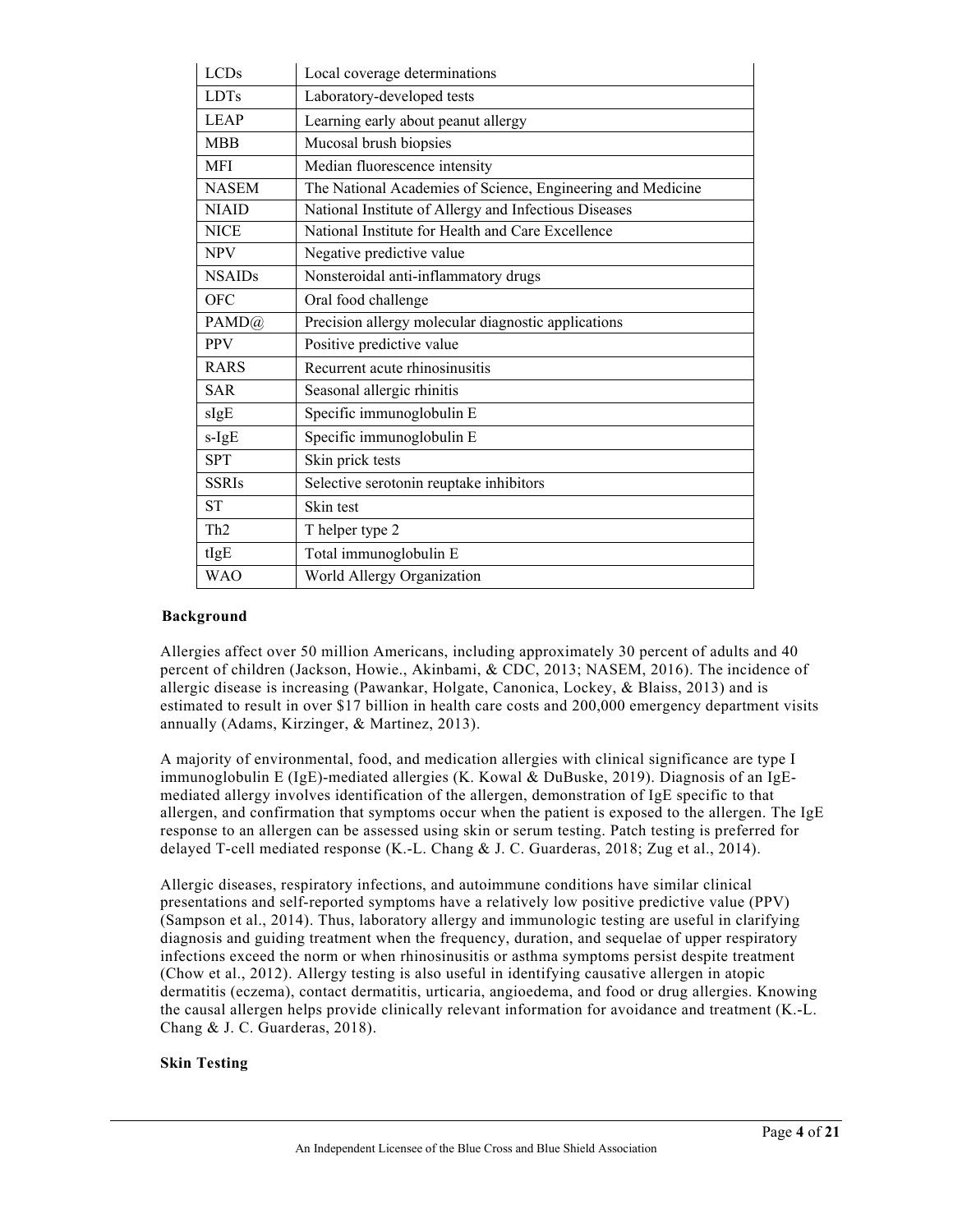| LCDs | Local coverage determinations |
|---|---|
| LDTs | Laboratory-developed tests |
| LEAP | Learning early about peanut allergy |
| MBB | Mucosal brush biopsies |
| MFI | Median fluorescence intensity |
| NASEM | The National Academies of Science, Engineering and Medicine |
| NIAID | National Institute of Allergy and Infectious Diseases |
| NICE | National Institute for Health and Care Excellence |
| NPV | Negative predictive value |
| NSAIDs | Nonsteroidal anti-inflammatory drugs |
| OFC | Oral food challenge |
| PAMD@ | Precision allergy molecular diagnostic applications |
| PPV | Positive predictive value |
| RARS | Recurrent acute rhinosinusitis |
| SAR | Seasonal allergic rhinitis |
| sIgE | Specific immunoglobulin E |
| s-IgE | Specific immunoglobulin E |
| SPT | Skin prick tests |
| SSRIs | Selective serotonin reuptake inhibitors |
| ST | Skin test |
| Th2 | T helper type 2 |
| tIgE | Total immunoglobulin E |
| WAO | World Allergy Organization |

**Background**

Allergies affect over 50 million Americans, including approximately 30 percent of adults and 40 percent of children (Jackson, Howie., Akinbami, & CDC, 2013; NASEM, 2016). The incidence of allergic disease is increasing (Pawankar, Holgate, Canonica, Lockey, & Blaiss, 2013) and is estimated to result in over $17 billion in health care costs and 200,000 emergency department visits annually (Adams, Kirzinger, & Martinez, 2013).

A majority of environmental, food, and medication allergies with clinical significance are type I immunoglobulin E (IgE)-mediated allergies (K. Kowal & DuBuske, 2019). Diagnosis of an IgE-mediated allergy involves identification of the allergen, demonstration of IgE specific to that allergen, and confirmation that symptoms occur when the patient is exposed to the allergen. The IgE response to an allergen can be assessed using skin or serum testing. Patch testing is preferred for delayed T-cell mediated response (K.-L. Chang & J. C. Guarderas, 2018; Zug et al., 2014).

Allergic diseases, respiratory infections, and autoimmune conditions have similar clinical presentations and self-reported symptoms have a relatively low positive predictive value (PPV) (Sampson et al., 2014). Thus, laboratory allergy and immunologic testing are useful in clarifying diagnosis and guiding treatment when the frequency, duration, and sequelae of upper respiratory infections exceed the norm or when rhinosinusitis or asthma symptoms persist despite treatment (Chow et al., 2012). Allergy testing is also useful in identifying causative allergen in atopic dermatitis (eczema), contact dermatitis, urticaria, angioedema, and food or drug allergies. Knowing the causal allergen helps provide clinically relevant information for avoidance and treatment (K.-L. Chang & J. C. Guarderas, 2018).

**Skin Testing**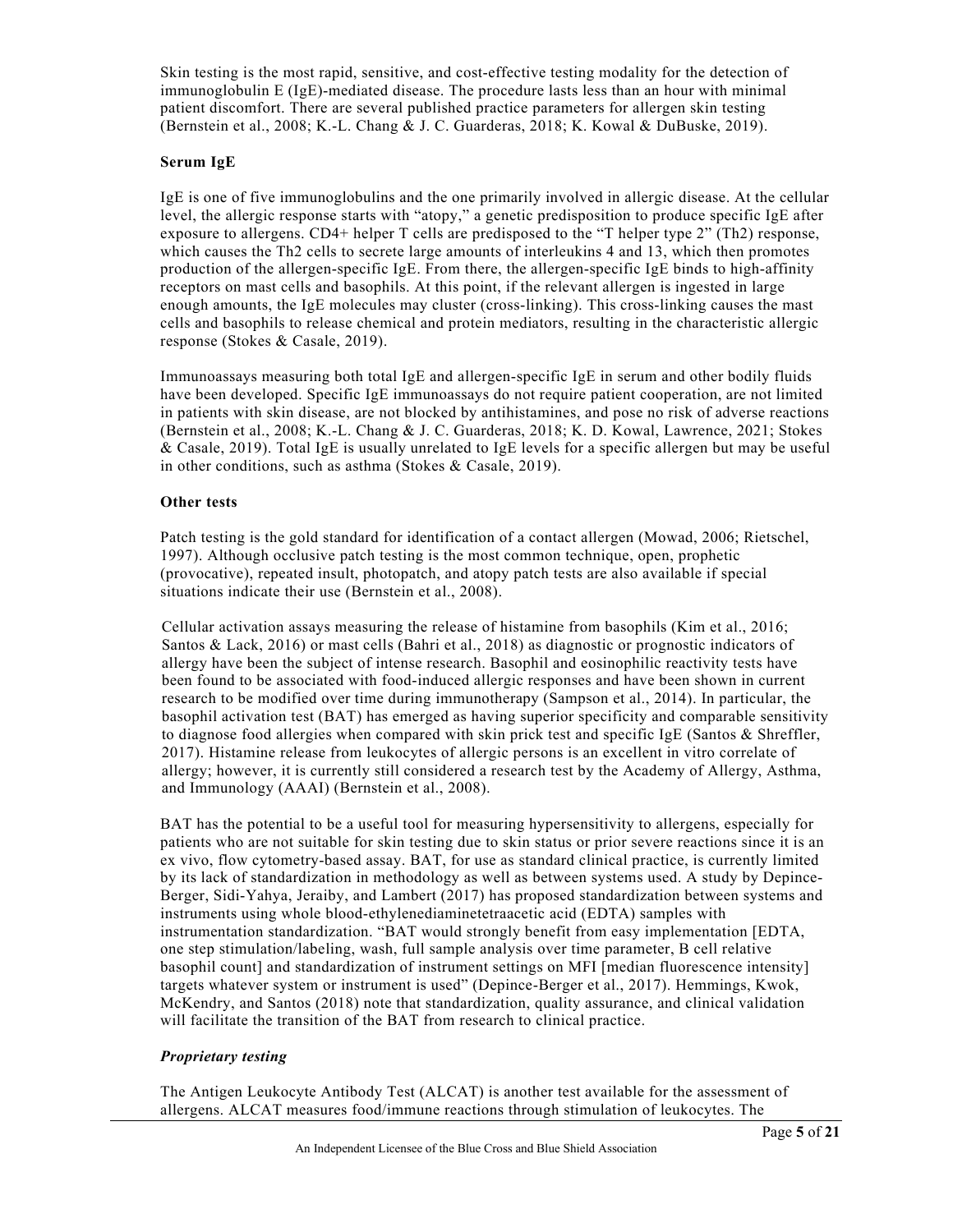Skin testing is the most rapid, sensitive, and cost-effective testing modality for the detection of immunoglobulin E (IgE)-mediated disease. The procedure lasts less than an hour with minimal patient discomfort. There are several published practice parameters for allergen skin testing (Bernstein et al., 2008; K.-L. Chang & J. C. Guarderas, 2018; K. Kowal & DuBuske, 2019).

**Serum IgE**

IgE is one of five immunoglobulins and the one primarily involved in allergic disease. At the cellular level, the allergic response starts with "atopy," a genetic predisposition to produce specific IgE after exposure to allergens. CD4+ helper T cells are predisposed to the "T helper type 2" (Th2) response, which causes the Th2 cells to secrete large amounts of interleukins 4 and 13, which then promotes production of the allergen-specific IgE. From there, the allergen-specific IgE binds to high-affinity receptors on mast cells and basophils. At this point, if the relevant allergen is ingested in large enough amounts, the IgE molecules may cluster (cross-linking). This cross-linking causes the mast cells and basophils to release chemical and protein mediators, resulting in the characteristic allergic response (Stokes & Casale, 2019).

Immunoassays measuring both total IgE and allergen-specific IgE in serum and other bodily fluids have been developed. Specific IgE immunoassays do not require patient cooperation, are not limited in patients with skin disease, are not blocked by antihistamines, and pose no risk of adverse reactions (Bernstein et al., 2008; K.-L. Chang & J. C. Guarderas, 2018; K. D. Kowal, Lawrence, 2021; Stokes & Casale, 2019). Total IgE is usually unrelated to IgE levels for a specific allergen but may be useful in other conditions, such as asthma (Stokes & Casale, 2019).

**Other tests**

Patch testing is the gold standard for identification of a contact allergen (Mowad, 2006; Rietschel, 1997). Although occlusive patch testing is the most common technique, open, prophetic (provocative), repeated insult, photopatch, and atopy patch tests are also available if special situations indicate their use (Bernstein et al., 2008).

Cellular activation assays measuring the release of histamine from basophils (Kim et al., 2016; Santos & Lack, 2016) or mast cells (Bahri et al., 2018) as diagnostic or prognostic indicators of allergy have been the subject of intense research. Basophil and eosinophilic reactivity tests have been found to be associated with food-induced allergic responses and have been shown in current research to be modified over time during immunotherapy (Sampson et al., 2014). In particular, the basophil activation test (BAT) has emerged as having superior specificity and comparable sensitivity to diagnose food allergies when compared with skin prick test and specific IgE (Santos & Shreffler, 2017). Histamine release from leukocytes of allergic persons is an excellent in vitro correlate of allergy; however, it is currently still considered a research test by the Academy of Allergy, Asthma, and Immunology (AAAI) (Bernstein et al., 2008).

BAT has the potential to be a useful tool for measuring hypersensitivity to allergens, especially for patients who are not suitable for skin testing due to skin status or prior severe reactions since it is an ex vivo, flow cytometry-based assay. BAT, for use as standard clinical practice, is currently limited by its lack of standardization in methodology as well as between systems used. A study by Depince-Berger, Sidi-Yahya, Jeraiby, and Lambert (2017) has proposed standardization between systems and instruments using whole blood-ethylenediaminetetraacetic acid (EDTA) samples with instrumentation standardization. "BAT would strongly benefit from easy implementation [EDTA, one step stimulation/labeling, wash, full sample analysis over time parameter, B cell relative basophil count] and standardization of instrument settings on MFI [median fluorescence intensity] targets whatever system or instrument is used" (Depince-Berger et al., 2017). Hemmings, Kwok, McKendry, and Santos (2018) note that standardization, quality assurance, and clinical validation will facilitate the transition of the BAT from research to clinical practice.

***Proprietary testing***

The Antigen Leukocyte Antibody Test (ALCAT) is another test available for the assessment of allergens. ALCAT measures food/immune reactions through stimulation of leukocytes. The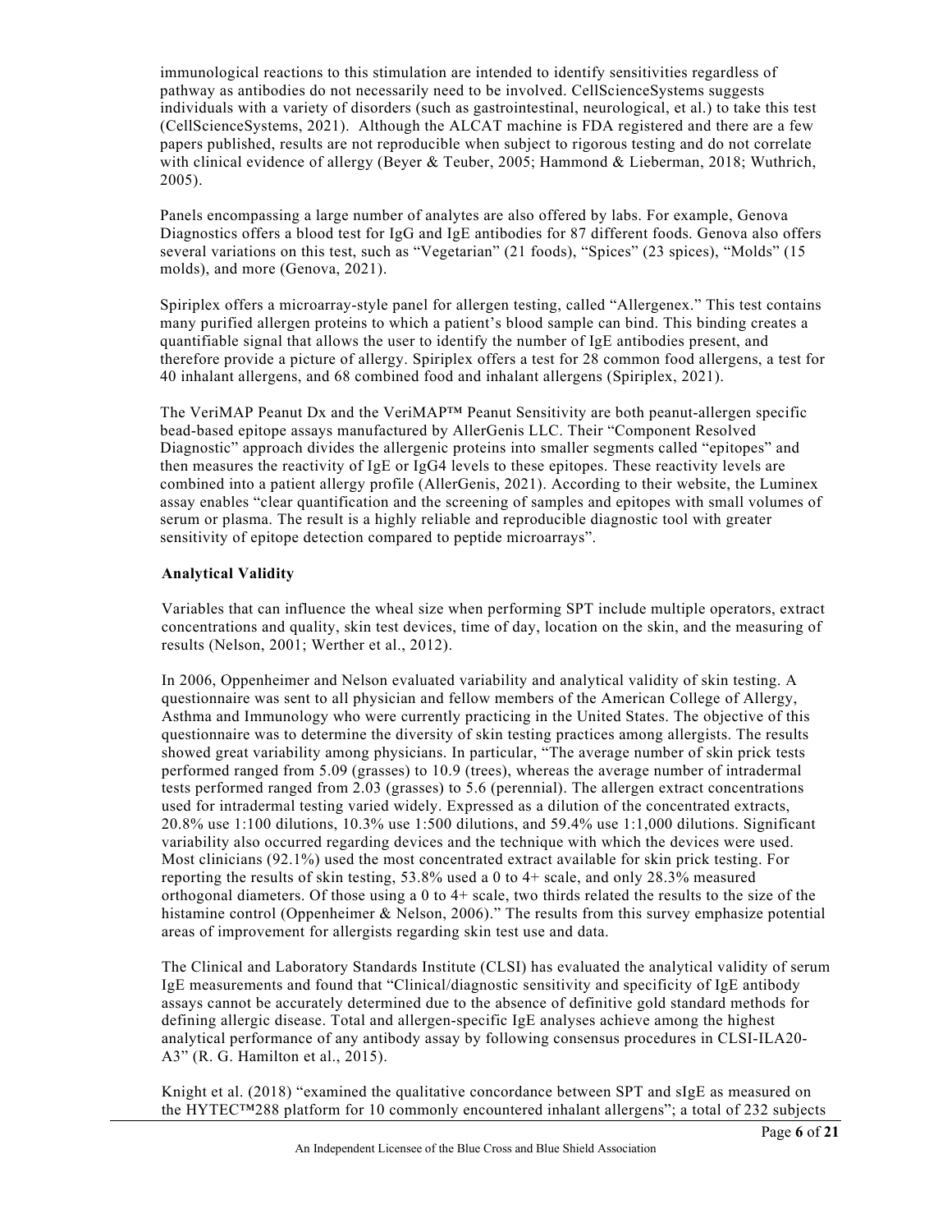immunological reactions to this stimulation are intended to identify sensitivities regardless of pathway as antibodies do not necessarily need to be involved. CellScienceSystems suggests individuals with a variety of disorders (such as gastrointestinal, neurological, et al.) to take this test (CellScienceSystems, 2021). Although the ALCAT machine is FDA registered and there are a few papers published, results are not reproducible when subject to rigorous testing and do not correlate with clinical evidence of allergy (Beyer & Teuber, 2005; Hammond & Lieberman, 2018; Wuthrich, 2005).

Panels encompassing a large number of analytes are also offered by labs. For example, Genova Diagnostics offers a blood test for IgG and IgE antibodies for 87 different foods. Genova also offers several variations on this test, such as "Vegetarian" (21 foods), "Spices" (23 spices), "Molds" (15 molds), and more (Genova, 2021).

Spiriplex offers a microarray-style panel for allergen testing, called "Allergenex." This test contains many purified allergen proteins to which a patient's blood sample can bind. This binding creates a quantifiable signal that allows the user to identify the number of IgE antibodies present, and therefore provide a picture of allergy. Spiriplex offers a test for 28 common food allergens, a test for 40 inhalant allergens, and 68 combined food and inhalant allergens (Spiriplex, 2021).

The VeriMAP Peanut Dx and the VeriMAP™ Peanut Sensitivity are both peanut-allergen specific bead-based epitope assays manufactured by AllerGenis LLC. Their "Component Resolved Diagnostic" approach divides the allergenic proteins into smaller segments called "epitopes" and then measures the reactivity of IgE or IgG4 levels to these epitopes. These reactivity levels are combined into a patient allergy profile (AllerGenis, 2021). According to their website, the Luminex assay enables "clear quantification and the screening of samples and epitopes with small volumes of serum or plasma. The result is a highly reliable and reproducible diagnostic tool with greater sensitivity of epitope detection compared to peptide microarrays".

**Analytical Validity**

Variables that can influence the wheal size when performing SPT include multiple operators, extract concentrations and quality, skin test devices, time of day, location on the skin, and the measuring of results (Nelson, 2001; Werther et al., 2012).

In 2006, Oppenheimer and Nelson evaluated variability and analytical validity of skin testing. A questionnaire was sent to all physician and fellow members of the American College of Allergy, Asthma and Immunology who were currently practicing in the United States. The objective of this questionnaire was to determine the diversity of skin testing practices among allergists. The results showed great variability among physicians. In particular, "The average number of skin prick tests performed ranged from 5.09 (grasses) to 10.9 (trees), whereas the average number of intradermal tests performed ranged from 2.03 (grasses) to 5.6 (perennial). The allergen extract concentrations used for intradermal testing varied widely. Expressed as a dilution of the concentrated extracts, 20.8% use 1:100 dilutions, 10.3% use 1:500 dilutions, and 59.4% use 1:1,000 dilutions. Significant variability also occurred regarding devices and the technique with which the devices were used. Most clinicians (92.1%) used the most concentrated extract available for skin prick testing. For reporting the results of skin testing, 53.8% used a 0 to 4+ scale, and only 28.3% measured orthogonal diameters. Of those using a 0 to 4+ scale, two thirds related the results to the size of the histamine control (Oppenheimer & Nelson, 2006)." The results from this survey emphasize potential areas of improvement for allergists regarding skin test use and data.

The Clinical and Laboratory Standards Institute (CLSI) has evaluated the analytical validity of serum IgE measurements and found that "Clinical/diagnostic sensitivity and specificity of IgE antibody assays cannot be accurately determined due to the absence of definitive gold standard methods for defining allergic disease. Total and allergen-specific IgE analyses achieve among the highest analytical performance of any antibody assay by following consensus procedures in CLSI-ILA20-A3" (R. G. Hamilton et al., 2015).

Knight et al. (2018) "examined the qualitative concordance between SPT and sIgE as measured on the HYTEC™288 platform for 10 commonly encountered inhalant allergens"; a total of 232 subjects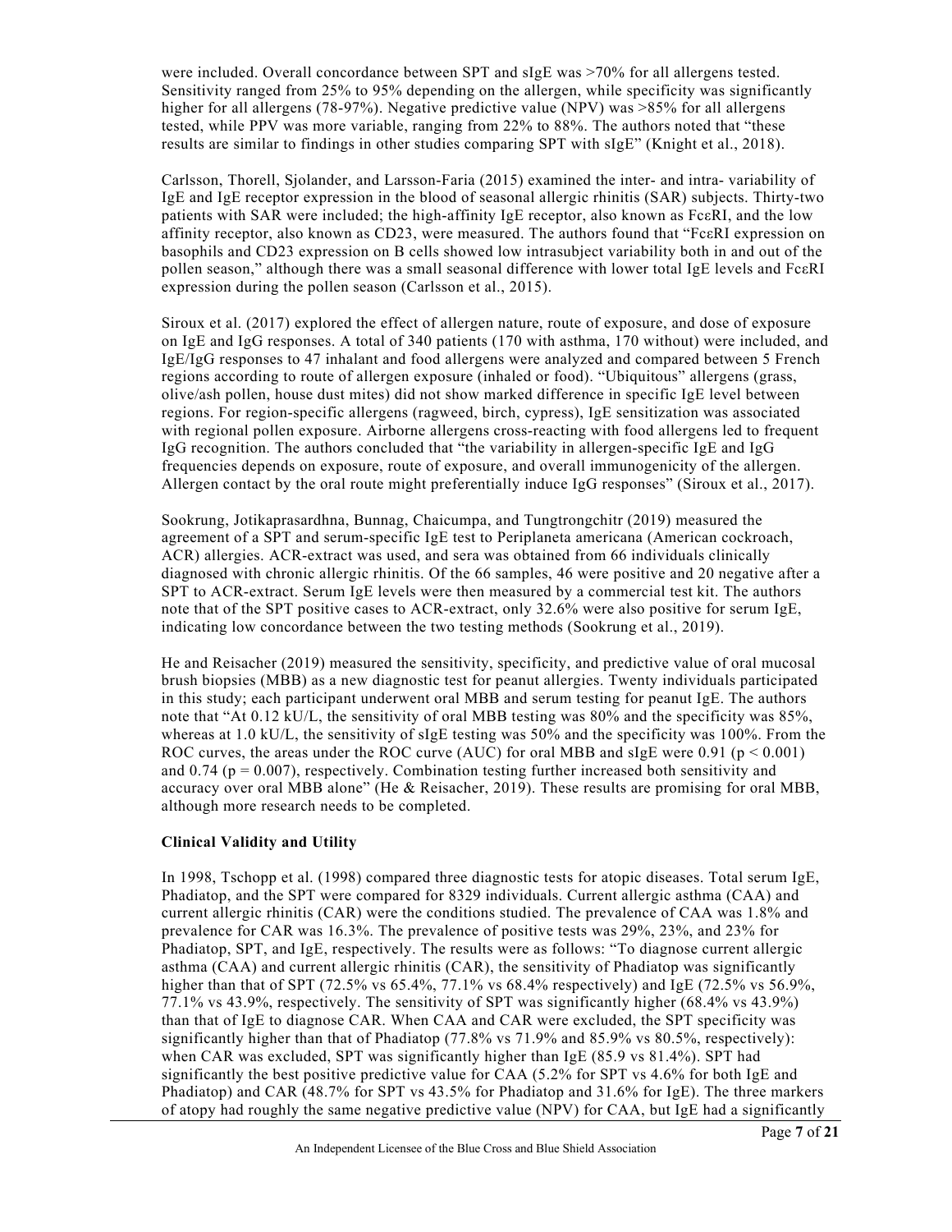were included. Overall concordance between SPT and sIgE was >70% for all allergens tested. Sensitivity ranged from 25% to 95% depending on the allergen, while specificity was significantly higher for all allergens (78-97%). Negative predictive value (NPV) was >85% for all allergens tested, while PPV was more variable, ranging from 22% to 88%. The authors noted that "these results are similar to findings in other studies comparing SPT with sIgE" (Knight et al., 2018).

Carlsson, Thorell, Sjolander, and Larsson-Faria (2015) examined the inter- and intra- variability of IgE and IgE receptor expression in the blood of seasonal allergic rhinitis (SAR) subjects. Thirty-two patients with SAR were included; the high-affinity IgE receptor, also known as FcεRI, and the low affinity receptor, also known as CD23, were measured. The authors found that "FcεRI expression on basophils and CD23 expression on B cells showed low intrasubject variability both in and out of the pollen season," although there was a small seasonal difference with lower total IgE levels and FcεRI expression during the pollen season (Carlsson et al., 2015).

Siroux et al. (2017) explored the effect of allergen nature, route of exposure, and dose of exposure on IgE and IgG responses. A total of 340 patients (170 with asthma, 170 without) were included, and IgE/IgG responses to 47 inhalant and food allergens were analyzed and compared between 5 French regions according to route of allergen exposure (inhaled or food). "Ubiquitous" allergens (grass, olive/ash pollen, house dust mites) did not show marked difference in specific IgE level between regions. For region-specific allergens (ragweed, birch, cypress), IgE sensitization was associated with regional pollen exposure. Airborne allergens cross-reacting with food allergens led to frequent IgG recognition. The authors concluded that "the variability in allergen-specific IgE and IgG frequencies depends on exposure, route of exposure, and overall immunogenicity of the allergen. Allergen contact by the oral route might preferentially induce IgG responses" (Siroux et al., 2017).

Sookrung, Jotikaprasardhna, Bunnag, Chaicumpa, and Tungtrongchitr (2019) measured the agreement of a SPT and serum-specific IgE test to Periplaneta americana (American cockroach, ACR) allergies. ACR-extract was used, and sera was obtained from 66 individuals clinically diagnosed with chronic allergic rhinitis. Of the 66 samples, 46 were positive and 20 negative after a SPT to ACR-extract. Serum IgE levels were then measured by a commercial test kit. The authors note that of the SPT positive cases to ACR-extract, only 32.6% were also positive for serum IgE, indicating low concordance between the two testing methods (Sookrung et al., 2019).

He and Reisacher (2019) measured the sensitivity, specificity, and predictive value of oral mucosal brush biopsies (MBB) as a new diagnostic test for peanut allergies. Twenty individuals participated in this study; each participant underwent oral MBB and serum testing for peanut IgE. The authors note that "At 0.12 kU/L, the sensitivity of oral MBB testing was 80% and the specificity was 85%, whereas at 1.0 kU/L, the sensitivity of sIgE testing was 50% and the specificity was 100%. From the ROC curves, the areas under the ROC curve (AUC) for oral MBB and sIgE were 0.91 ($p < 0.001$) and 0.74 ($p = 0.007$), respectively. Combination testing further increased both sensitivity and accuracy over oral MBB alone" (He & Reisacher, 2019). These results are promising for oral MBB, although more research needs to be completed.

**Clinical Validity and Utility**

In 1998, Tschopp et al. (1998) compared three diagnostic tests for atopic diseases. Total serum IgE, Phadiatop, and the SPT were compared for 8329 individuals. Current allergic asthma (CAA) and current allergic rhinitis (CAR) were the conditions studied. The prevalence of CAA was 1.8% and prevalence for CAR was 16.3%. The prevalence of positive tests was 29%, 23%, and 23% for Phadiatop, SPT, and IgE, respectively. The results were as follows: "To diagnose current allergic asthma (CAA) and current allergic rhinitis (CAR), the sensitivity of Phadiatop was significantly higher than that of SPT (72.5% vs 65.4%, 77.1% vs 68.4% respectively) and IgE (72.5% vs 56.9%, 77.1% vs 43.9%, respectively. The sensitivity of SPT was significantly higher (68.4% vs 43.9%) than that of IgE to diagnose CAR. When CAA and CAR were excluded, the SPT specificity was significantly higher than that of Phadiatop (77.8% vs 71.9% and 85.9% vs 80.5%, respectively): when CAR was excluded, SPT was significantly higher than IgE (85.9 vs 81.4%). SPT had significantly the best positive predictive value for CAA (5.2% for SPT vs 4.6% for both IgE and Phadiatop) and CAR (48.7% for SPT vs 43.5% for Phadiatop and 31.6% for IgE). The three markers of atopy had roughly the same negative predictive value (NPV) for CAA, but IgE had a significantly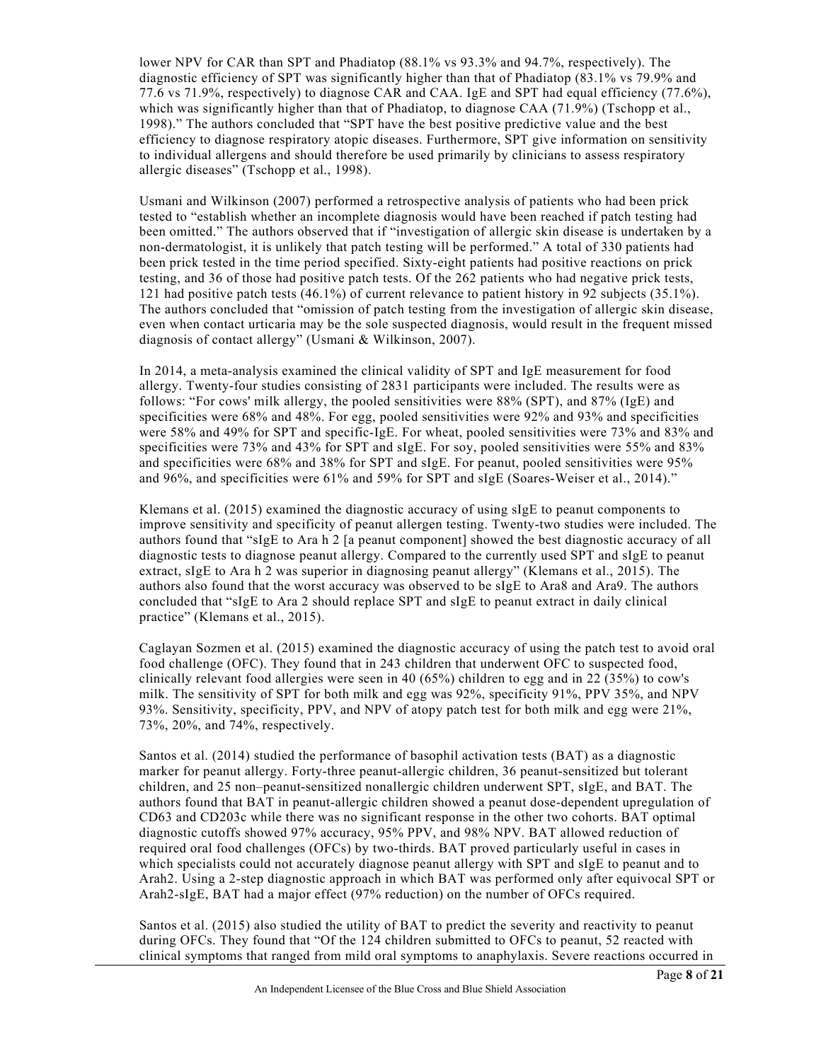lower NPV for CAR than SPT and Phadiatop (88.1% vs 93.3% and 94.7%, respectively). The diagnostic efficiency of SPT was significantly higher than that of Phadiatop (83.1% vs 79.9% and 77.6 vs 71.9%, respectively) to diagnose CAR and CAA. IgE and SPT had equal efficiency (77.6%), which was significantly higher than that of Phadiatop, to diagnose CAA (71.9%) (Tschopp et al., 1998)." The authors concluded that "SPT have the best positive predictive value and the best efficiency to diagnose respiratory atopic diseases. Furthermore, SPT give information on sensitivity to individual allergens and should therefore be used primarily by clinicians to assess respiratory allergic diseases" (Tschopp et al., 1998).

Usmani and Wilkinson (2007) performed a retrospective analysis of patients who had been prick tested to "establish whether an incomplete diagnosis would have been reached if patch testing had been omitted." The authors observed that if "investigation of allergic skin disease is undertaken by a non-dermatologist, it is unlikely that patch testing will be performed." A total of 330 patients had been prick tested in the time period specified. Sixty-eight patients had positive reactions on prick testing, and 36 of those had positive patch tests. Of the 262 patients who had negative prick tests, 121 had positive patch tests (46.1%) of current relevance to patient history in 92 subjects (35.1%). The authors concluded that "omission of patch testing from the investigation of allergic skin disease, even when contact urticaria may be the sole suspected diagnosis, would result in the frequent missed diagnosis of contact allergy" (Usmani & Wilkinson, 2007).

In 2014, a meta-analysis examined the clinical validity of SPT and IgE measurement for food allergy. Twenty-four studies consisting of 2831 participants were included. The results were as follows: "For cows' milk allergy, the pooled sensitivities were 88% (SPT), and 87% (IgE) and specificities were 68% and 48%. For egg, pooled sensitivities were 92% and 93% and specificities were 58% and 49% for SPT and specific-IgE. For wheat, pooled sensitivities were 73% and 83% and specificities were 73% and 43% for SPT and sIgE. For soy, pooled sensitivities were 55% and 83% and specificities were 68% and 38% for SPT and sIgE. For peanut, pooled sensitivities were 95% and 96%, and specificities were 61% and 59% for SPT and sIgE (Soares-Weiser et al., 2014)."

Klemans et al. (2015) examined the diagnostic accuracy of using sIgE to peanut components to improve sensitivity and specificity of peanut allergen testing. Twenty-two studies were included. The authors found that "sIgE to Ara h 2 [a peanut component] showed the best diagnostic accuracy of all diagnostic tests to diagnose peanut allergy. Compared to the currently used SPT and sIgE to peanut extract, sIgE to Ara h 2 was superior in diagnosing peanut allergy" (Klemans et al., 2015). The authors also found that the worst accuracy was observed to be sIgE to Ara8 and Ara9. The authors concluded that "sIgE to Ara 2 should replace SPT and sIgE to peanut extract in daily clinical practice" (Klemans et al., 2015).

Caglayan Sozmen et al. (2015) examined the diagnostic accuracy of using the patch test to avoid oral food challenge (OFC). They found that in 243 children that underwent OFC to suspected food, clinically relevant food allergies were seen in 40 (65%) children to egg and in 22 (35%) to cow's milk. The sensitivity of SPT for both milk and egg was 92%, specificity 91%, PPV 35%, and NPV 93%. Sensitivity, specificity, PPV, and NPV of atopy patch test for both milk and egg were 21%, 73%, 20%, and 74%, respectively.

Santos et al. (2014) studied the performance of basophil activation tests (BAT) as a diagnostic marker for peanut allergy. Forty-three peanut-allergic children, 36 peanut-sensitized but tolerant children, and 25 non–peanut-sensitized nonallergic children underwent SPT, sIgE, and BAT. The authors found that BAT in peanut-allergic children showed a peanut dose-dependent upregulation of CD63 and CD203c while there was no significant response in the other two cohorts. BAT optimal diagnostic cutoffs showed 97% accuracy, 95% PPV, and 98% NPV. BAT allowed reduction of required oral food challenges (OFCs) by two-thirds. BAT proved particularly useful in cases in which specialists could not accurately diagnose peanut allergy with SPT and sIgE to peanut and to Arah2. Using a 2-step diagnostic approach in which BAT was performed only after equivocal SPT or Arah2-sIgE, BAT had a major effect (97% reduction) on the number of OFCs required.

Santos et al. (2015) also studied the utility of BAT to predict the severity and reactivity to peanut during OFCs. They found that "Of the 124 children submitted to OFCs to peanut, 52 reacted with clinical symptoms that ranged from mild oral symptoms to anaphylaxis. Severe reactions occurred in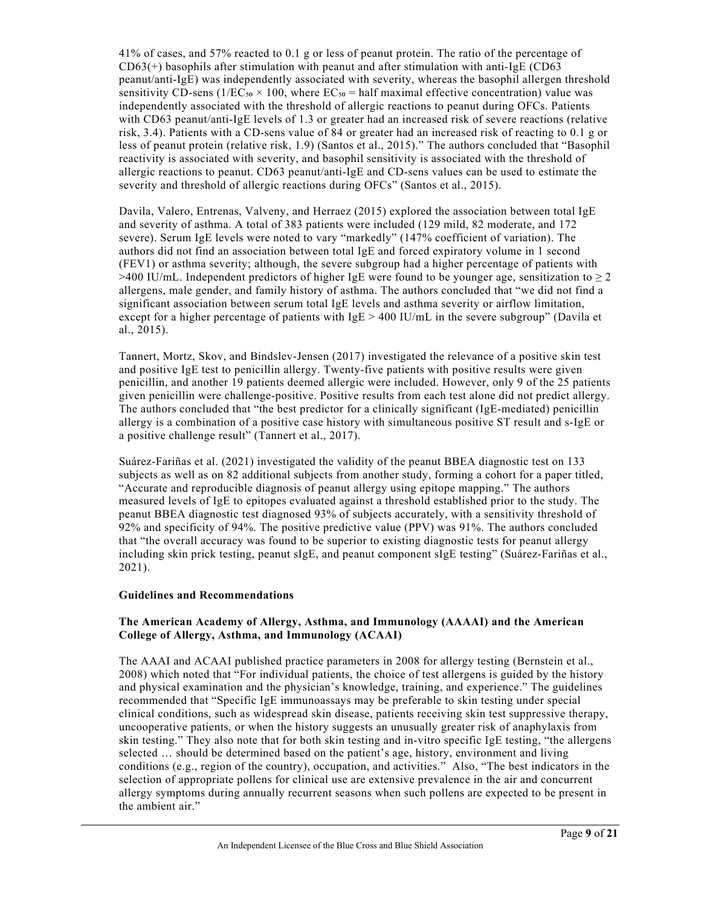41% of cases, and 57% reacted to 0.1 g or less of peanut protein. The ratio of the percentage of CD63(+) basophils after stimulation with peanut and after stimulation with anti-IgE (CD63 peanut/anti-IgE) was independently associated with severity, whereas the basophil allergen threshold sensitivity CD-sens ($1/EC_{50} \times 100$, where $EC_{50}$ = half maximal effective concentration) value was independently associated with the threshold of allergic reactions to peanut during OFCs. Patients with CD63 peanut/anti-IgE levels of 1.3 or greater had an increased risk of severe reactions (relative risk, 3.4). Patients with a CD-sens value of 84 or greater had an increased risk of reacting to 0.1 g or less of peanut protein (relative risk, 1.9) (Santos et al., 2015)." The authors concluded that "Basophil reactivity is associated with severity, and basophil sensitivity is associated with the threshold of allergic reactions to peanut. CD63 peanut/anti-IgE and CD-sens values can be used to estimate the severity and threshold of allergic reactions during OFCs" (Santos et al., 2015).

Davila, Valero, Entrenas, Valveny, and Herraez (2015) explored the association between total IgE and severity of asthma. A total of 383 patients were included (129 mild, 82 moderate, and 172 severe). Serum IgE levels were noted to vary "markedly" (147% coefficient of variation). The authors did not find an association between total IgE and forced expiratory volume in 1 second (FEV1) or asthma severity; although, the severe subgroup had a higher percentage of patients with >400 IU/mL. Independent predictors of higher IgE were found to be younger age, sensitization to ≥ 2 allergens, male gender, and family history of asthma. The authors concluded that "we did not find a significant association between serum total IgE levels and asthma severity or airflow limitation, except for a higher percentage of patients with IgE > 400 IU/mL in the severe subgroup" (Davila et al., 2015).

Tannert, Mortz, Skov, and Bindslev-Jensen (2017) investigated the relevance of a positive skin test and positive IgE test to penicillin allergy. Twenty-five patients with positive results were given penicillin, and another 19 patients deemed allergic were included. However, only 9 of the 25 patients given penicillin were challenge-positive. Positive results from each test alone did not predict allergy. The authors concluded that "the best predictor for a clinically significant (IgE-mediated) penicillin allergy is a combination of a positive case history with simultaneous positive ST result and s-IgE or a positive challenge result" (Tannert et al., 2017).

Suárez-Fariñas et al. (2021) investigated the validity of the peanut BBEA diagnostic test on 133 subjects as well as on 82 additional subjects from another study, forming a cohort for a paper titled, "Accurate and reproducible diagnosis of peanut allergy using epitope mapping." The authors measured levels of IgE to epitopes evaluated against a threshold established prior to the study. The peanut BBEA diagnostic test diagnosed 93% of subjects accurately, with a sensitivity threshold of 92% and specificity of 94%. The positive predictive value (PPV) was 91%. The authors concluded that "the overall accuracy was found to be superior to existing diagnostic tests for peanut allergy including skin prick testing, peanut sIgE, and peanut component sIgE testing" (Suárez-Fariñas et al., 2021).

## Guidelines and Recommendations

### The American Academy of Allergy, Asthma, and Immunology (AAAAI) and the American College of Allergy, Asthma, and Immunology (ACAAI)

The AAAI and ACAAI published practice parameters in 2008 for allergy testing (Bernstein et al., 2008) which noted that "For individual patients, the choice of test allergens is guided by the history and physical examination and the physician's knowledge, training, and experience." The guidelines recommended that "Specific IgE immunoassays may be preferable to skin testing under special clinical conditions, such as widespread skin disease, patients receiving skin test suppressive therapy, uncooperative patients, or when the history suggests an unusually greater risk of anaphylaxis from skin testing." They also note that for both skin testing and in-vitro specific IgE testing, "the allergens selected … should be determined based on the patient's age, history, environment and living conditions (e.g., region of the country), occupation, and activities." Also, "The best indicators in the selection of appropriate pollens for clinical use are extensive prevalence in the air and concurrent allergy symptoms during annually recurrent seasons when such pollens are expected to be present in the ambient air."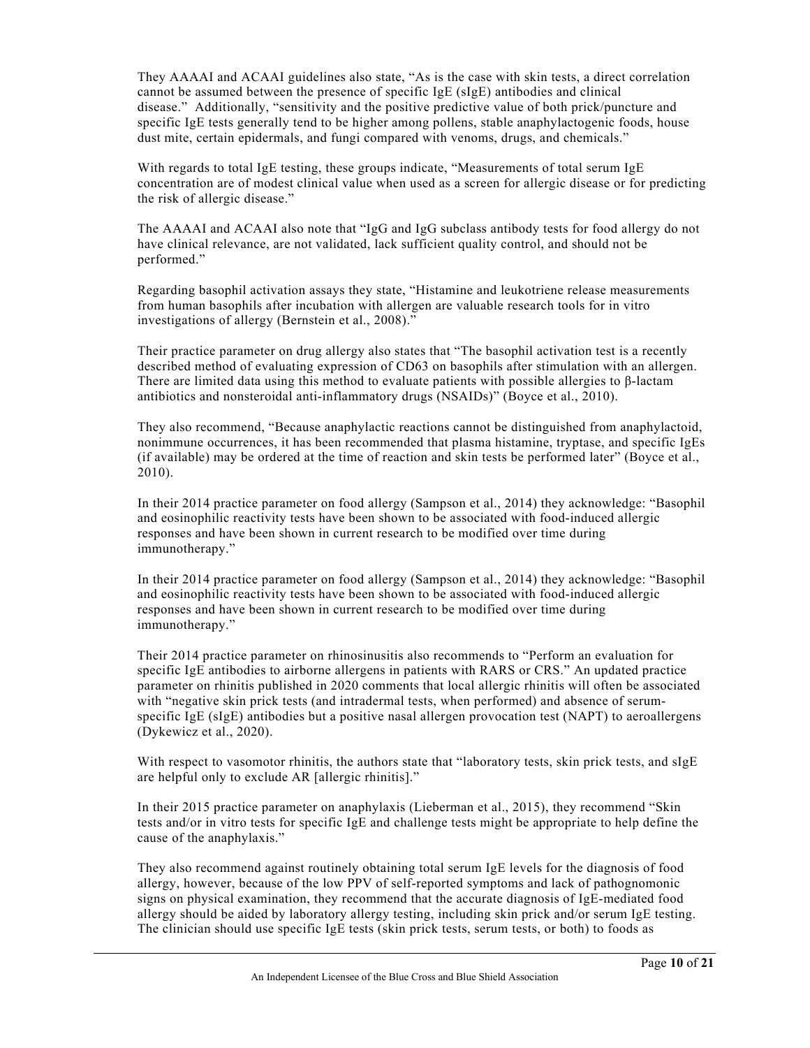They AAAAI and ACAAI guidelines also state, "As is the case with skin tests, a direct correlation cannot be assumed between the presence of specific IgE (sIgE) antibodies and clinical disease." Additionally, "sensitivity and the positive predictive value of both prick/puncture and specific IgE tests generally tend to be higher among pollens, stable anaphylactogenic foods, house dust mite, certain epidermals, and fungi compared with venoms, drugs, and chemicals."

With regards to total IgE testing, these groups indicate, "Measurements of total serum IgE concentration are of modest clinical value when used as a screen for allergic disease or for predicting the risk of allergic disease."

The AAAAI and ACAAI also note that "IgG and IgG subclass antibody tests for food allergy do not have clinical relevance, are not validated, lack sufficient quality control, and should not be performed."

Regarding basophil activation assays they state, "Histamine and leukotriene release measurements from human basophils after incubation with allergen are valuable research tools for in vitro investigations of allergy (Bernstein et al., 2008)."

Their practice parameter on drug allergy also states that "The basophil activation test is a recently described method of evaluating expression of CD63 on basophils after stimulation with an allergen. There are limited data using this method to evaluate patients with possible allergies to β-lactam antibiotics and nonsteroidal anti-inflammatory drugs (NSAIDs)" (Boyce et al., 2010).

They also recommend, "Because anaphylactic reactions cannot be distinguished from anaphylactoid, nonimmune occurrences, it has been recommended that plasma histamine, tryptase, and specific IgEs (if available) may be ordered at the time of reaction and skin tests be performed later" (Boyce et al., 2010).

In their 2014 practice parameter on food allergy (Sampson et al., 2014) they acknowledge: "Basophil and eosinophilic reactivity tests have been shown to be associated with food-induced allergic responses and have been shown in current research to be modified over time during immunotherapy."

In their 2014 practice parameter on food allergy (Sampson et al., 2014) they acknowledge: "Basophil and eosinophilic reactivity tests have been shown to be associated with food-induced allergic responses and have been shown in current research to be modified over time during immunotherapy."

Their 2014 practice parameter on rhinosinusitis also recommends to "Perform an evaluation for specific IgE antibodies to airborne allergens in patients with RARS or CRS." An updated practice parameter on rhinitis published in 2020 comments that local allergic rhinitis will often be associated with "negative skin prick tests (and intradermal tests, when performed) and absence of serum-specific IgE (sIgE) antibodies but a positive nasal allergen provocation test (NAPT) to aeroallergens (Dykewicz et al., 2020).

With respect to vasomotor rhinitis, the authors state that "laboratory tests, skin prick tests, and sIgE are helpful only to exclude AR [allergic rhinitis]."

In their 2015 practice parameter on anaphylaxis (Lieberman et al., 2015), they recommend "Skin tests and/or in vitro tests for specific IgE and challenge tests might be appropriate to help define the cause of the anaphylaxis."

They also recommend against routinely obtaining total serum IgE levels for the diagnosis of food allergy, however, because of the low PPV of self-reported symptoms and lack of pathognomonic signs on physical examination, they recommend that the accurate diagnosis of IgE-mediated food allergy should be aided by laboratory allergy testing, including skin prick and/or serum IgE testing. The clinician should use specific IgE tests (skin prick tests, serum tests, or both) to foods as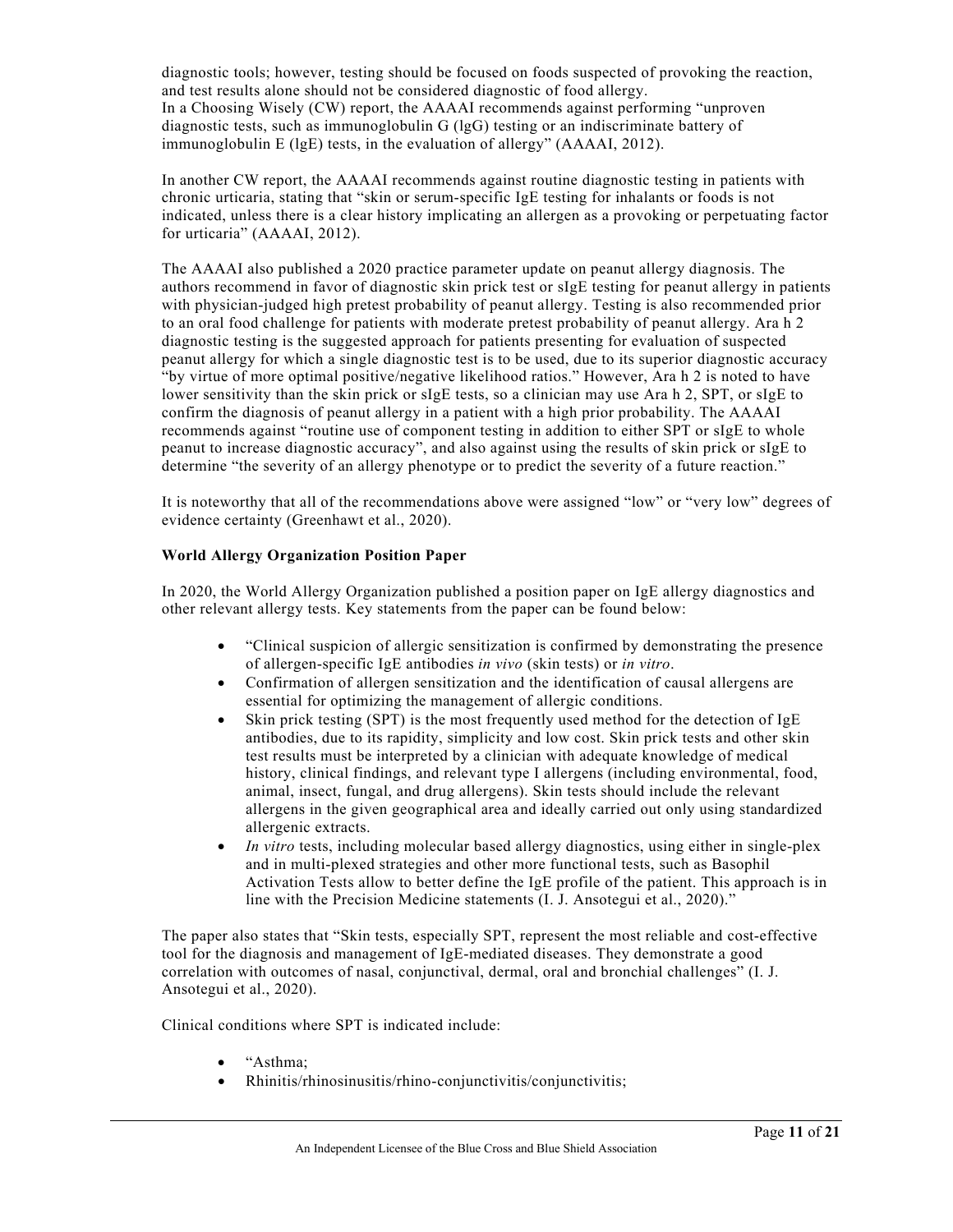diagnostic tools; however, testing should be focused on foods suspected of provoking the reaction, and test results alone should not be considered diagnostic of food allergy.
In a Choosing Wisely (CW) report, the AAAAI recommends against performing "unproven diagnostic tests, such as immunoglobulin G (lgG) testing or an indiscriminate battery of immunoglobulin E (lgE) tests, in the evaluation of allergy" (AAAAI, 2012).

In another CW report, the AAAAI recommends against routine diagnostic testing in patients with chronic urticaria, stating that "skin or serum-specific IgE testing for inhalants or foods is not indicated, unless there is a clear history implicating an allergen as a provoking or perpetuating factor for urticaria" (AAAAI, 2012).

The AAAAI also published a 2020 practice parameter update on peanut allergy diagnosis. The authors recommend in favor of diagnostic skin prick test or sIgE testing for peanut allergy in patients with physician-judged high pretest probability of peanut allergy. Testing is also recommended prior to an oral food challenge for patients with moderate pretest probability of peanut allergy. Ara h 2 diagnostic testing is the suggested approach for patients presenting for evaluation of suspected peanut allergy for which a single diagnostic test is to be used, due to its superior diagnostic accuracy "by virtue of more optimal positive/negative likelihood ratios." However, Ara h 2 is noted to have lower sensitivity than the skin prick or sIgE tests, so a clinician may use Ara h 2, SPT, or sIgE to confirm the diagnosis of peanut allergy in a patient with a high prior probability. The AAAAI recommends against "routine use of component testing in addition to either SPT or sIgE to whole peanut to increase diagnostic accuracy", and also against using the results of skin prick or sIgE to determine "the severity of an allergy phenotype or to predict the severity of a future reaction."

It is noteworthy that all of the recommendations above were assigned "low" or "very low" degrees of evidence certainty (Greenhawt et al., 2020).

**World Allergy Organization Position Paper**

In 2020, the World Allergy Organization published a position paper on IgE allergy diagnostics and other relevant allergy tests. Key statements from the paper can be found below:

- "Clinical suspicion of allergic sensitization is confirmed by demonstrating the presence of allergen-specific IgE antibodies *in vivo* (skin tests) or *in vitro*.
- Confirmation of allergen sensitization and the identification of causal allergens are essential for optimizing the management of allergic conditions.
- Skin prick testing (SPT) is the most frequently used method for the detection of IgE antibodies, due to its rapidity, simplicity and low cost. Skin prick tests and other skin test results must be interpreted by a clinician with adequate knowledge of medical history, clinical findings, and relevant type I allergens (including environmental, food, animal, insect, fungal, and drug allergens). Skin tests should include the relevant allergens in the given geographical area and ideally carried out only using standardized allergenic extracts.
- *In vitro* tests, including molecular based allergy diagnostics, using either in single-plex and in multi-plexed strategies and other more functional tests, such as Basophil Activation Tests allow to better define the IgE profile of the patient. This approach is in line with the Precision Medicine statements (I. J. Ansotegui et al., 2020)."

The paper also states that "Skin tests, especially SPT, represent the most reliable and cost-effective tool for the diagnosis and management of IgE-mediated diseases. They demonstrate a good correlation with outcomes of nasal, conjunctival, dermal, oral and bronchial challenges" (I. J. Ansotegui et al., 2020).

Clinical conditions where SPT is indicated include:

- "Asthma;
- Rhinitis/rhinosinusitis/rhino-conjunctivitis/conjunctivitis;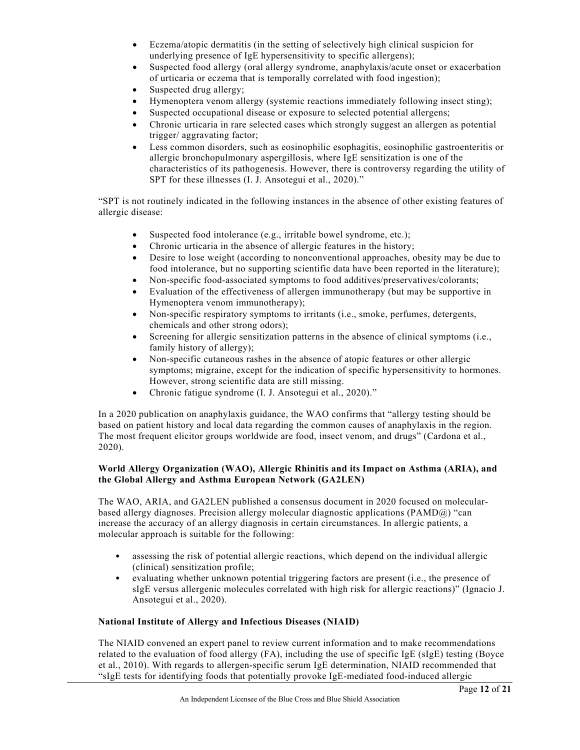- Eczema/atopic dermatitis (in the setting of selectively high clinical suspicion for underlying presence of IgE hypersensitivity to specific allergens);
- Suspected food allergy (oral allergy syndrome, anaphylaxis/acute onset or exacerbation of urticaria or eczema that is temporally correlated with food ingestion);
- Suspected drug allergy;
- Hymenoptera venom allergy (systemic reactions immediately following insect sting);
- Suspected occupational disease or exposure to selected potential allergens;
- Chronic urticaria in rare selected cases which strongly suggest an allergen as potential trigger/ aggravating factor;
- Less common disorders, such as eosinophilic esophagitis, eosinophilic gastroenteritis or allergic bronchopulmonary aspergillosis, where IgE sensitization is one of the characteristics of its pathogenesis. However, there is controversy regarding the utility of SPT for these illnesses (I. J. Ansotegui et al., 2020)."

"SPT is not routinely indicated in the following instances in the absence of other existing features of allergic disease:

- Suspected food intolerance (e.g., irritable bowel syndrome, etc.);
- Chronic urticaria in the absence of allergic features in the history;
- Desire to lose weight (according to nonconventional approaches, obesity may be due to food intolerance, but no supporting scientific data have been reported in the literature);
- Non-specific food-associated symptoms to food additives/preservatives/colorants;
- Evaluation of the effectiveness of allergen immunotherapy (but may be supportive in Hymenoptera venom immunotherapy);
- Non-specific respiratory symptoms to irritants (i.e., smoke, perfumes, detergents, chemicals and other strong odors);
- Screening for allergic sensitization patterns in the absence of clinical symptoms (i.e., family history of allergy);
- Non-specific cutaneous rashes in the absence of atopic features or other allergic symptoms; migraine, except for the indication of specific hypersensitivity to hormones. However, strong scientific data are still missing.
- Chronic fatigue syndrome (I. J. Ansotegui et al., 2020)."

In a 2020 publication on anaphylaxis guidance, the WAO confirms that "allergy testing should be based on patient history and local data regarding the common causes of anaphylaxis in the region. The most frequent elicitor groups worldwide are food, insect venom, and drugs" (Cardona et al., 2020).

**World Allergy Organization (WAO), Allergic Rhinitis and its Impact on Asthma (ARIA), and the Global Allergy and Asthma European Network (GA2LEN)**

The WAO, ARIA, and GA2LEN published a consensus document in 2020 focused on molecular-based allergy diagnoses. Precision allergy molecular diagnostic applications (PAMD@) "can increase the accuracy of an allergy diagnosis in certain circumstances. In allergic patients, a molecular approach is suitable for the following:

- assessing the risk of potential allergic reactions, which depend on the individual allergic (clinical) sensitization profile;
- evaluating whether unknown potential triggering factors are present (i.e., the presence of sIgE versus allergenic molecules correlated with high risk for allergic reactions)" (Ignacio J. Ansotegui et al., 2020).

**National Institute of Allergy and Infectious Diseases (NIAID)**

The NIAID convened an expert panel to review current information and to make recommendations related to the evaluation of food allergy (FA), including the use of specific IgE (sIgE) testing (Boyce et al., 2010). With regards to allergen-specific serum IgE determination, NIAID recommended that "sIgE tests for identifying foods that potentially provoke IgE-mediated food-induced allergic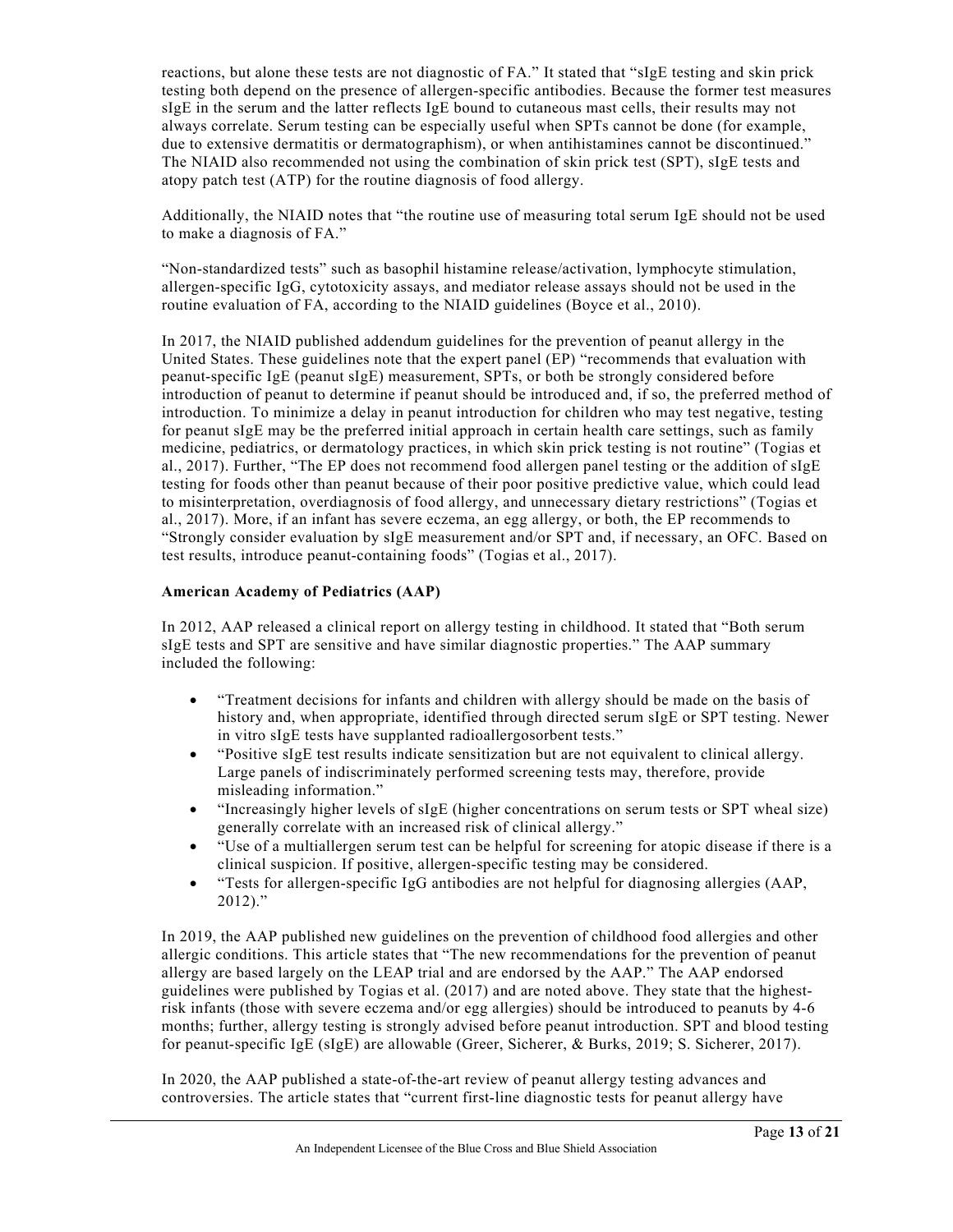reactions, but alone these tests are not diagnostic of FA." It stated that "sIgE testing and skin prick testing both depend on the presence of allergen-specific antibodies. Because the former test measures sIgE in the serum and the latter reflects IgE bound to cutaneous mast cells, their results may not always correlate. Serum testing can be especially useful when SPTs cannot be done (for example, due to extensive dermatitis or dermatographism), or when antihistamines cannot be discontinued." The NIAID also recommended not using the combination of skin prick test (SPT), sIgE tests and atopy patch test (ATP) for the routine diagnosis of food allergy.

Additionally, the NIAID notes that "the routine use of measuring total serum IgE should not be used to make a diagnosis of FA."

"Non-standardized tests" such as basophil histamine release/activation, lymphocyte stimulation, allergen-specific IgG, cytotoxicity assays, and mediator release assays should not be used in the routine evaluation of FA, according to the NIAID guidelines (Boyce et al., 2010).

In 2017, the NIAID published addendum guidelines for the prevention of peanut allergy in the United States. These guidelines note that the expert panel (EP) "recommends that evaluation with peanut-specific IgE (peanut sIgE) measurement, SPTs, or both be strongly considered before introduction of peanut to determine if peanut should be introduced and, if so, the preferred method of introduction. To minimize a delay in peanut introduction for children who may test negative, testing for peanut sIgE may be the preferred initial approach in certain health care settings, such as family medicine, pediatrics, or dermatology practices, in which skin prick testing is not routine" (Togias et al., 2017). Further, "The EP does not recommend food allergen panel testing or the addition of sIgE testing for foods other than peanut because of their poor positive predictive value, which could lead to misinterpretation, overdiagnosis of food allergy, and unnecessary dietary restrictions" (Togias et al., 2017). More, if an infant has severe eczema, an egg allergy, or both, the EP recommends to "Strongly consider evaluation by sIgE measurement and/or SPT and, if necessary, an OFC. Based on test results, introduce peanut-containing foods" (Togias et al., 2017).

**American Academy of Pediatrics (AAP)**

In 2012, AAP released a clinical report on allergy testing in childhood. It stated that "Both serum sIgE tests and SPT are sensitive and have similar diagnostic properties." The AAP summary included the following:

- "Treatment decisions for infants and children with allergy should be made on the basis of history and, when appropriate, identified through directed serum sIgE or SPT testing. Newer in vitro sIgE tests have supplanted radioallergosorbent tests."
- "Positive sIgE test results indicate sensitization but are not equivalent to clinical allergy. Large panels of indiscriminately performed screening tests may, therefore, provide misleading information."
- "Increasingly higher levels of sIgE (higher concentrations on serum tests or SPT wheal size) generally correlate with an increased risk of clinical allergy."
- "Use of a multiallergen serum test can be helpful for screening for atopic disease if there is a clinical suspicion. If positive, allergen-specific testing may be considered.
- "Tests for allergen-specific IgG antibodies are not helpful for diagnosing allergies (AAP, 2012)."

In 2019, the AAP published new guidelines on the prevention of childhood food allergies and other allergic conditions. This article states that "The new recommendations for the prevention of peanut allergy are based largely on the LEAP trial and are endorsed by the AAP." The AAP endorsed guidelines were published by Togias et al. (2017) and are noted above. They state that the highest-risk infants (those with severe eczema and/or egg allergies) should be introduced to peanuts by 4-6 months; further, allergy testing is strongly advised before peanut introduction. SPT and blood testing for peanut-specific IgE (sIgE) are allowable (Greer, Sicherer, & Burks, 2019; S. Sicherer, 2017).

In 2020, the AAP published a state-of-the-art review of peanut allergy testing advances and controversies. The article states that "current first-line diagnostic tests for peanut allergy have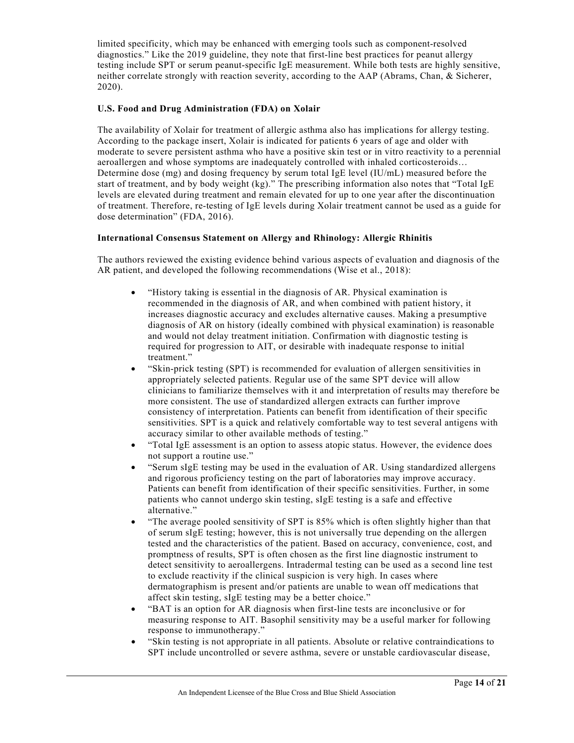limited specificity, which may be enhanced with emerging tools such as component-resolved diagnostics." Like the 2019 guideline, they note that first-line best practices for peanut allergy testing include SPT or serum peanut-specific IgE measurement. While both tests are highly sensitive, neither correlate strongly with reaction severity, according to the AAP (Abrams, Chan, & Sicherer, 2020).

**U.S. Food and Drug Administration (FDA) on Xolair**

The availability of Xolair for treatment of allergic asthma also has implications for allergy testing. According to the package insert, Xolair is indicated for patients 6 years of age and older with moderate to severe persistent asthma who have a positive skin test or in vitro reactivity to a perennial aeroallergen and whose symptoms are inadequately controlled with inhaled corticosteroids… Determine dose (mg) and dosing frequency by serum total IgE level (IU/mL) measured before the start of treatment, and by body weight (kg)." The prescribing information also notes that "Total IgE levels are elevated during treatment and remain elevated for up to one year after the discontinuation of treatment. Therefore, re-testing of IgE levels during Xolair treatment cannot be used as a guide for dose determination" (FDA, 2016).

**International Consensus Statement on Allergy and Rhinology: Allergic Rhinitis**

The authors reviewed the existing evidence behind various aspects of evaluation and diagnosis of the AR patient, and developed the following recommendations (Wise et al., 2018):

- "History taking is essential in the diagnosis of AR. Physical examination is recommended in the diagnosis of AR, and when combined with patient history, it increases diagnostic accuracy and excludes alternative causes. Making a presumptive diagnosis of AR on history (ideally combined with physical examination) is reasonable and would not delay treatment initiation. Confirmation with diagnostic testing is required for progression to AIT, or desirable with inadequate response to initial treatment."
- "Skin-prick testing (SPT) is recommended for evaluation of allergen sensitivities in appropriately selected patients. Regular use of the same SPT device will allow clinicians to familiarize themselves with it and interpretation of results may therefore be more consistent. The use of standardized allergen extracts can further improve consistency of interpretation. Patients can benefit from identification of their specific sensitivities. SPT is a quick and relatively comfortable way to test several antigens with accuracy similar to other available methods of testing."
- "Total IgE assessment is an option to assess atopic status. However, the evidence does not support a routine use."
- "Serum sIgE testing may be used in the evaluation of AR. Using standardized allergens and rigorous proficiency testing on the part of laboratories may improve accuracy. Patients can benefit from identification of their specific sensitivities. Further, in some patients who cannot undergo skin testing, sIgE testing is a safe and effective alternative."
- "The average pooled sensitivity of SPT is 85% which is often slightly higher than that of serum sIgE testing; however, this is not universally true depending on the allergen tested and the characteristics of the patient. Based on accuracy, convenience, cost, and promptness of results, SPT is often chosen as the first line diagnostic instrument to detect sensitivity to aeroallergens. Intradermal testing can be used as a second line test to exclude reactivity if the clinical suspicion is very high. In cases where dermatographism is present and/or patients are unable to wean off medications that affect skin testing, sIgE testing may be a better choice."
- "BAT is an option for AR diagnosis when first-line tests are inconclusive or for measuring response to AIT. Basophil sensitivity may be a useful marker for following response to immunotherapy."
- "Skin testing is not appropriate in all patients. Absolute or relative contraindications to SPT include uncontrolled or severe asthma, severe or unstable cardiovascular disease,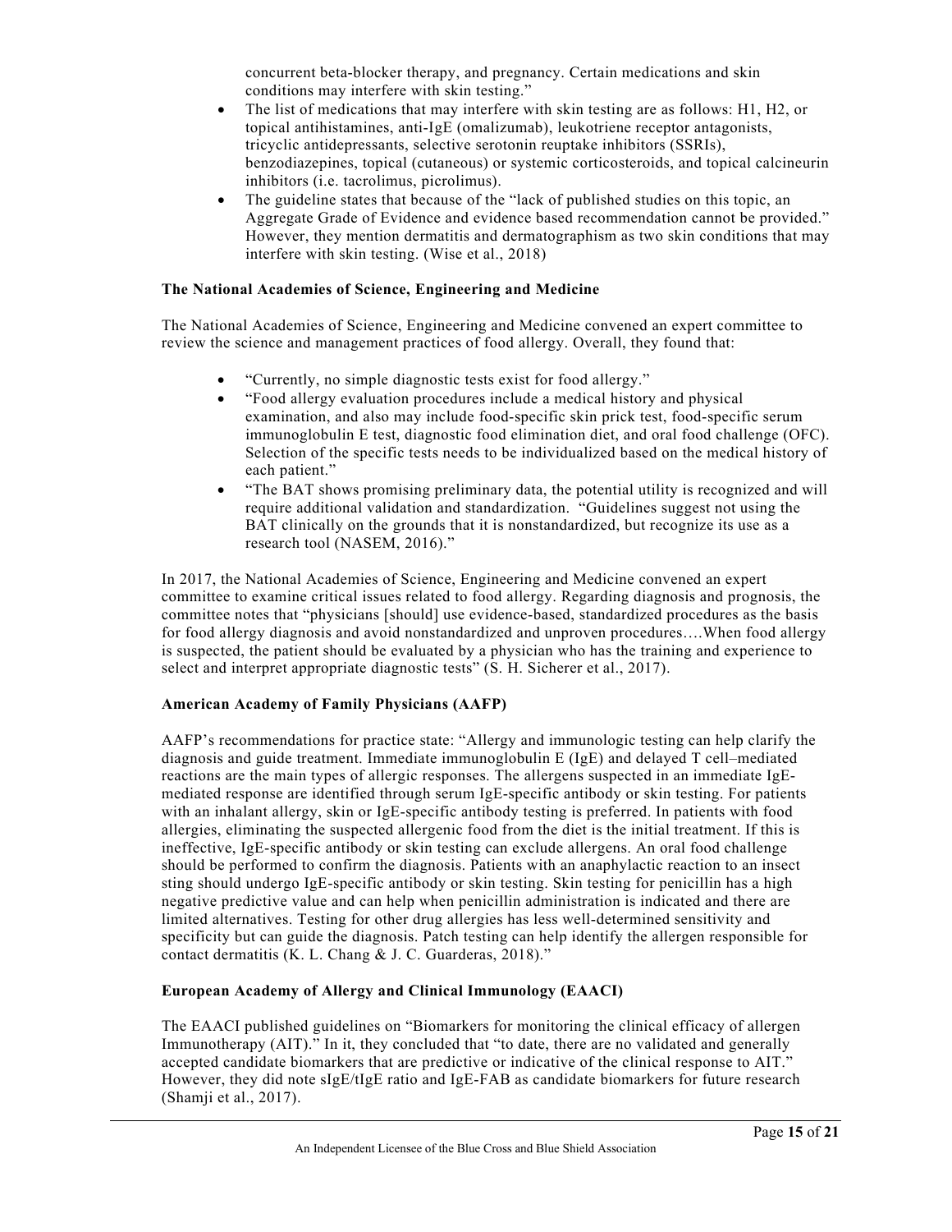concurrent beta-blocker therapy, and pregnancy. Certain medications and skin conditions may interfere with skin testing."

- The list of medications that may interfere with skin testing are as follows: H1, H2, or topical antihistamines, anti-IgE (omalizumab), leukotriene receptor antagonists, tricyclic antidepressants, selective serotonin reuptake inhibitors (SSRIs), benzodiazepines, topical (cutaneous) or systemic corticosteroids, and topical calcineurin inhibitors (i.e. tacrolimus, picrolimus).
- The guideline states that because of the "lack of published studies on this topic, an Aggregate Grade of Evidence and evidence based recommendation cannot be provided." However, they mention dermatitis and dermatographism as two skin conditions that may interfere with skin testing. (Wise et al., 2018)

**The National Academies of Science, Engineering and Medicine**

The National Academies of Science, Engineering and Medicine convened an expert committee to review the science and management practices of food allergy. Overall, they found that:

- "Currently, no simple diagnostic tests exist for food allergy."
- "Food allergy evaluation procedures include a medical history and physical examination, and also may include food-specific skin prick test, food-specific serum immunoglobulin E test, diagnostic food elimination diet, and oral food challenge (OFC). Selection of the specific tests needs to be individualized based on the medical history of each patient."
- "The BAT shows promising preliminary data, the potential utility is recognized and will require additional validation and standardization. "Guidelines suggest not using the BAT clinically on the grounds that it is nonstandardized, but recognize its use as a research tool (NASEM, 2016)."

In 2017, the National Academies of Science, Engineering and Medicine convened an expert committee to examine critical issues related to food allergy. Regarding diagnosis and prognosis, the committee notes that "physicians [should] use evidence-based, standardized procedures as the basis for food allergy diagnosis and avoid nonstandardized and unproven procedures….When food allergy is suspected, the patient should be evaluated by a physician who has the training and experience to select and interpret appropriate diagnostic tests" (S. H. Sicherer et al., 2017).

**American Academy of Family Physicians (AAFP)**

AAFP's recommendations for practice state: "Allergy and immunologic testing can help clarify the diagnosis and guide treatment. Immediate immunoglobulin E (IgE) and delayed T cell–mediated reactions are the main types of allergic responses. The allergens suspected in an immediate IgE-mediated response are identified through serum IgE-specific antibody or skin testing. For patients with an inhalant allergy, skin or IgE-specific antibody testing is preferred. In patients with food allergies, eliminating the suspected allergenic food from the diet is the initial treatment. If this is ineffective, IgE-specific antibody or skin testing can exclude allergens. An oral food challenge should be performed to confirm the diagnosis. Patients with an anaphylactic reaction to an insect sting should undergo IgE-specific antibody or skin testing. Skin testing for penicillin has a high negative predictive value and can help when penicillin administration is indicated and there are limited alternatives. Testing for other drug allergies has less well-determined sensitivity and specificity but can guide the diagnosis. Patch testing can help identify the allergen responsible for contact dermatitis (K. L. Chang & J. C. Guarderas, 2018)."

**European Academy of Allergy and Clinical Immunology (EAACI)**

The EAACI published guidelines on "Biomarkers for monitoring the clinical efficacy of allergen Immunotherapy (AIT)." In it, they concluded that "to date, there are no validated and generally accepted candidate biomarkers that are predictive or indicative of the clinical response to AIT." However, they did note sIgE/tIgE ratio and IgE-FAB as candidate biomarkers for future research (Shamji et al., 2017).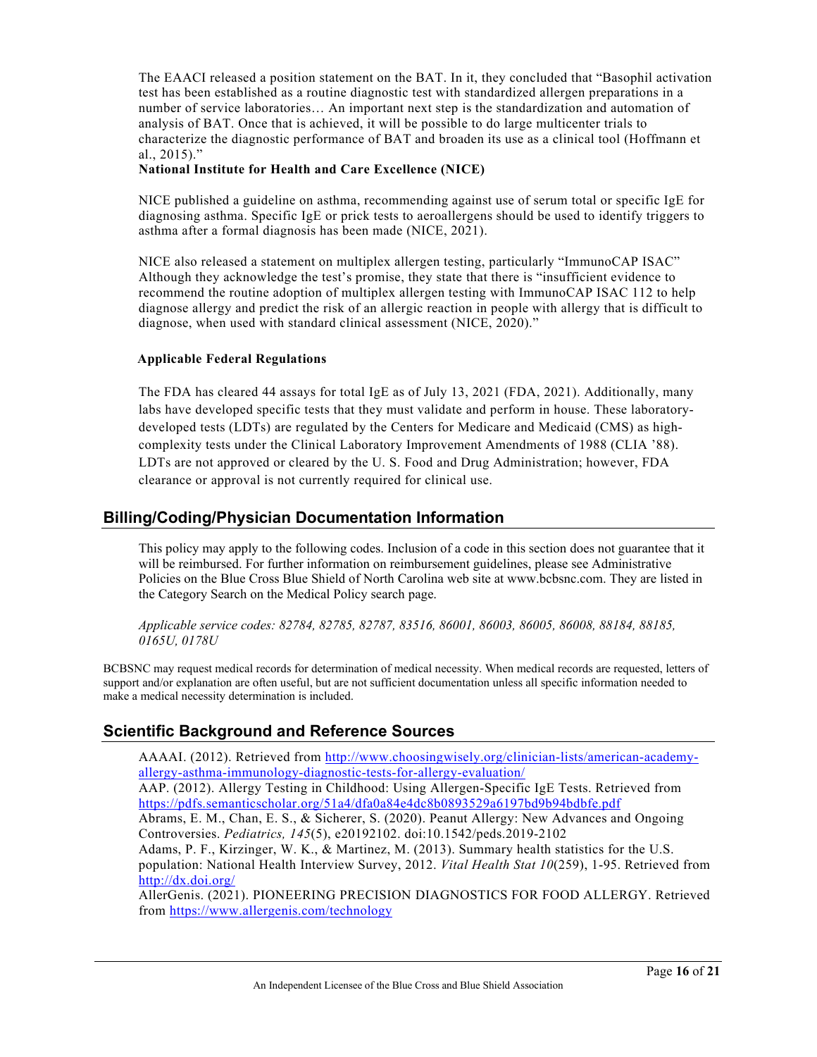The EAACI released a position statement on the BAT. In it, they concluded that "Basophil activation test has been established as a routine diagnostic test with standardized allergen preparations in a number of service laboratories… An important next step is the standardization and automation of analysis of BAT. Once that is achieved, it will be possible to do large multicenter trials to characterize the diagnostic performance of BAT and broaden its use as a clinical tool (Hoffmann et al., 2015)."

**National Institute for Health and Care Excellence (NICE)**

NICE published a guideline on asthma, recommending against use of serum total or specific IgE for diagnosing asthma. Specific IgE or prick tests to aeroallergens should be used to identify triggers to asthma after a formal diagnosis has been made (NICE, 2021).

NICE also released a statement on multiplex allergen testing, particularly "ImmunoCAP ISAC" Although they acknowledge the test's promise, they state that there is "insufficient evidence to recommend the routine adoption of multiplex allergen testing with ImmunoCAP ISAC 112 to help diagnose allergy and predict the risk of an allergic reaction in people with allergy that is difficult to diagnose, when used with standard clinical assessment (NICE, 2020)."

**Applicable Federal Regulations**

The FDA has cleared 44 assays for total IgE as of July 13, 2021 (FDA, 2021). Additionally, many labs have developed specific tests that they must validate and perform in house. These laboratory-developed tests (LDTs) are regulated by the Centers for Medicare and Medicaid (CMS) as high-complexity tests under the Clinical Laboratory Improvement Amendments of 1988 (CLIA '88). LDTs are not approved or cleared by the U. S. Food and Drug Administration; however, FDA clearance or approval is not currently required for clinical use.

## Billing/Coding/Physician Documentation Information

This policy may apply to the following codes. Inclusion of a code in this section does not guarantee that it will be reimbursed. For further information on reimbursement guidelines, please see Administrative Policies on the Blue Cross Blue Shield of North Carolina web site at www.bcbsnc.com. They are listed in the Category Search on the Medical Policy search page.

*Applicable service codes: 82784, 82785, 82787, 83516, 86001, 86003, 86005, 86008, 88184, 88185, 0165U, 0178U*

BCBSNC may request medical records for determination of medical necessity. When medical records are requested, letters of support and/or explanation are often useful, but are not sufficient documentation unless all specific information needed to make a medical necessity determination is included.

## Scientific Background and Reference Sources

AAAAI. (2012). Retrieved from http://www.choosingwisely.org/clinician-lists/american-academy-allergy-asthma-immunology-diagnostic-tests-for-allergy-evaluation/

AAP. (2012). Allergy Testing in Childhood: Using Allergen-Specific IgE Tests. Retrieved from https://pdfs.semanticscholar.org/51a4/dfa0a84e4dc8b0893529a6197bd9b94bdbfe.pdf

Abrams, E. M., Chan, E. S., & Sicherer, S. (2020). Peanut Allergy: New Advances and Ongoing Controversies. *Pediatrics, 145*(5), e20192102. doi:10.1542/peds.2019-2102

Adams, P. F., Kirzinger, W. K., & Martinez, M. (2013). Summary health statistics for the U.S. population: National Health Interview Survey, 2012. *Vital Health Stat 10*(259), 1-95. Retrieved from http://dx.doi.org/

AllerGenis. (2021). PIONEERING PRECISION DIAGNOSTICS FOR FOOD ALLERGY. Retrieved from https://www.allergenis.com/technology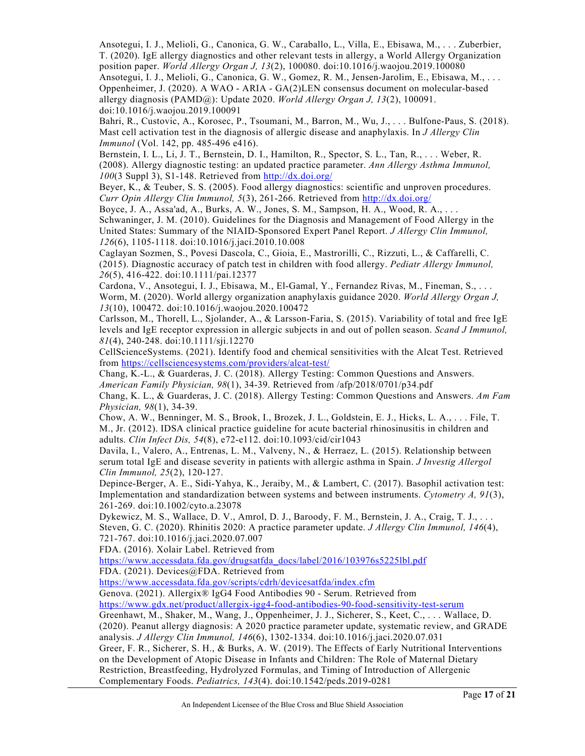Ansotegui, I. J., Melioli, G., Canonica, G. W., Caraballo, L., Villa, E., Ebisawa, M., . . . Zuberbier, T. (2020). IgE allergy diagnostics and other relevant tests in allergy, a World Allergy Organization position paper. *World Allergy Organ J, 13*(2), 100080. doi:10.1016/j.waojou.2019.100080

Ansotegui, I. J., Melioli, G., Canonica, G. W., Gomez, R. M., Jensen-Jarolim, E., Ebisawa, M., . . . Oppenheimer, J. (2020). A WAO - ARIA - GA(2)LEN consensus document on molecular-based allergy diagnosis (PAMD@): Update 2020. *World Allergy Organ J, 13*(2), 100091. doi:10.1016/j.waojou.2019.100091

Bahri, R., Custovic, A., Korosec, P., Tsoumani, M., Barron, M., Wu, J., . . . Bulfone-Paus, S. (2018). Mast cell activation test in the diagnosis of allergic disease and anaphylaxis. In *J Allergy Clin Immunol* (Vol. 142, pp. 485-496 e416).

Bernstein, I. L., Li, J. T., Bernstein, D. I., Hamilton, R., Spector, S. L., Tan, R., . . . Weber, R. (2008). Allergy diagnostic testing: an updated practice parameter. *Ann Allergy Asthma Immunol, 100*(3 Suppl 3), S1-148. Retrieved from http://dx.doi.org/

Beyer, K., & Teuber, S. S. (2005). Food allergy diagnostics: scientific and unproven procedures. *Curr Opin Allergy Clin Immunol, 5*(3), 261-266. Retrieved from http://dx.doi.org/

Boyce, J. A., Assa'ad, A., Burks, A. W., Jones, S. M., Sampson, H. A., Wood, R. A., . . . Schwaninger, J. M. (2010). Guidelines for the Diagnosis and Management of Food Allergy in the United States: Summary of the NIAID-Sponsored Expert Panel Report. *J Allergy Clin Immunol, 126*(6), 1105-1118. doi:10.1016/j.jaci.2010.10.008

Caglayan Sozmen, S., Povesi Dascola, C., Gioia, E., Mastrorilli, C., Rizzuti, L., & Caffarelli, C. (2015). Diagnostic accuracy of patch test in children with food allergy. *Pediatr Allergy Immunol, 26*(5), 416-422. doi:10.1111/pai.12377

Cardona, V., Ansotegui, I. J., Ebisawa, M., El-Gamal, Y., Fernandez Rivas, M., Fineman, S., . . . Worm, M. (2020). World allergy organization anaphylaxis guidance 2020. *World Allergy Organ J, 13*(10), 100472. doi:10.1016/j.waojou.2020.100472

Carlsson, M., Thorell, L., Sjolander, A., & Larsson-Faria, S. (2015). Variability of total and free IgE levels and IgE receptor expression in allergic subjects in and out of pollen season. *Scand J Immunol, 81*(4), 240-248. doi:10.1111/sji.12270

CellScienceSystems. (2021). Identify food and chemical sensitivities with the Alcat Test. Retrieved from https://cellsciencesystems.com/providers/alcat-test/

Chang, K.-L., & Guarderas, J. C. (2018). Allergy Testing: Common Questions and Answers. *American Family Physician, 98*(1), 34-39. Retrieved from /afp/2018/0701/p34.pdf

Chang, K. L., & Guarderas, J. C. (2018). Allergy Testing: Common Questions and Answers. *Am Fam Physician, 98*(1), 34-39.

Chow, A. W., Benninger, M. S., Brook, I., Brozek, J. L., Goldstein, E. J., Hicks, L. A., . . . File, T. M., Jr. (2012). IDSA clinical practice guideline for acute bacterial rhinosinusitis in children and adults. *Clin Infect Dis, 54*(8), e72-e112. doi:10.1093/cid/cir1043

Davila, I., Valero, A., Entrenas, L. M., Valveny, N., & Herraez, L. (2015). Relationship between serum total IgE and disease severity in patients with allergic asthma in Spain. *J Investig Allergol Clin Immunol, 25*(2), 120-127.

Depince-Berger, A. E., Sidi-Yahya, K., Jeraiby, M., & Lambert, C. (2017). Basophil activation test: Implementation and standardization between systems and between instruments. *Cytometry A, 91*(3), 261-269. doi:10.1002/cyto.a.23078

Dykewicz, M. S., Wallace, D. V., Amrol, D. J., Baroody, F. M., Bernstein, J. A., Craig, T. J., . . . Steven, G. C. (2020). Rhinitis 2020: A practice parameter update. *J Allergy Clin Immunol, 146*(4), 721-767. doi:10.1016/j.jaci.2020.07.007

FDA. (2016). Xolair Label. Retrieved from https://www.accessdata.fda.gov/drugsatfda_docs/label/2016/103976s5225lbl.pdf

FDA. (2021). Devices@FDA. Retrieved from https://www.accessdata.fda.gov/scripts/cdrh/devicesatfda/index.cfm

Genova. (2021). Allergix® IgG4 Food Antibodies 90 - Serum. Retrieved from https://www.gdx.net/product/allergix-igg4-food-antibodies-90-food-sensitivity-test-serum

Greenhawt, M., Shaker, M., Wang, J., Oppenheimer, J. J., Sicherer, S., Keet, C., . . . Wallace, D. (2020). Peanut allergy diagnosis: A 2020 practice parameter update, systematic review, and GRADE analysis. *J Allergy Clin Immunol, 146*(6), 1302-1334. doi:10.1016/j.jaci.2020.07.031

Greer, F. R., Sicherer, S. H., & Burks, A. W. (2019). The Effects of Early Nutritional Interventions on the Development of Atopic Disease in Infants and Children: The Role of Maternal Dietary Restriction, Breastfeeding, Hydrolyzed Formulas, and Timing of Introduction of Allergenic Complementary Foods. *Pediatrics, 143*(4). doi:10.1542/peds.2019-0281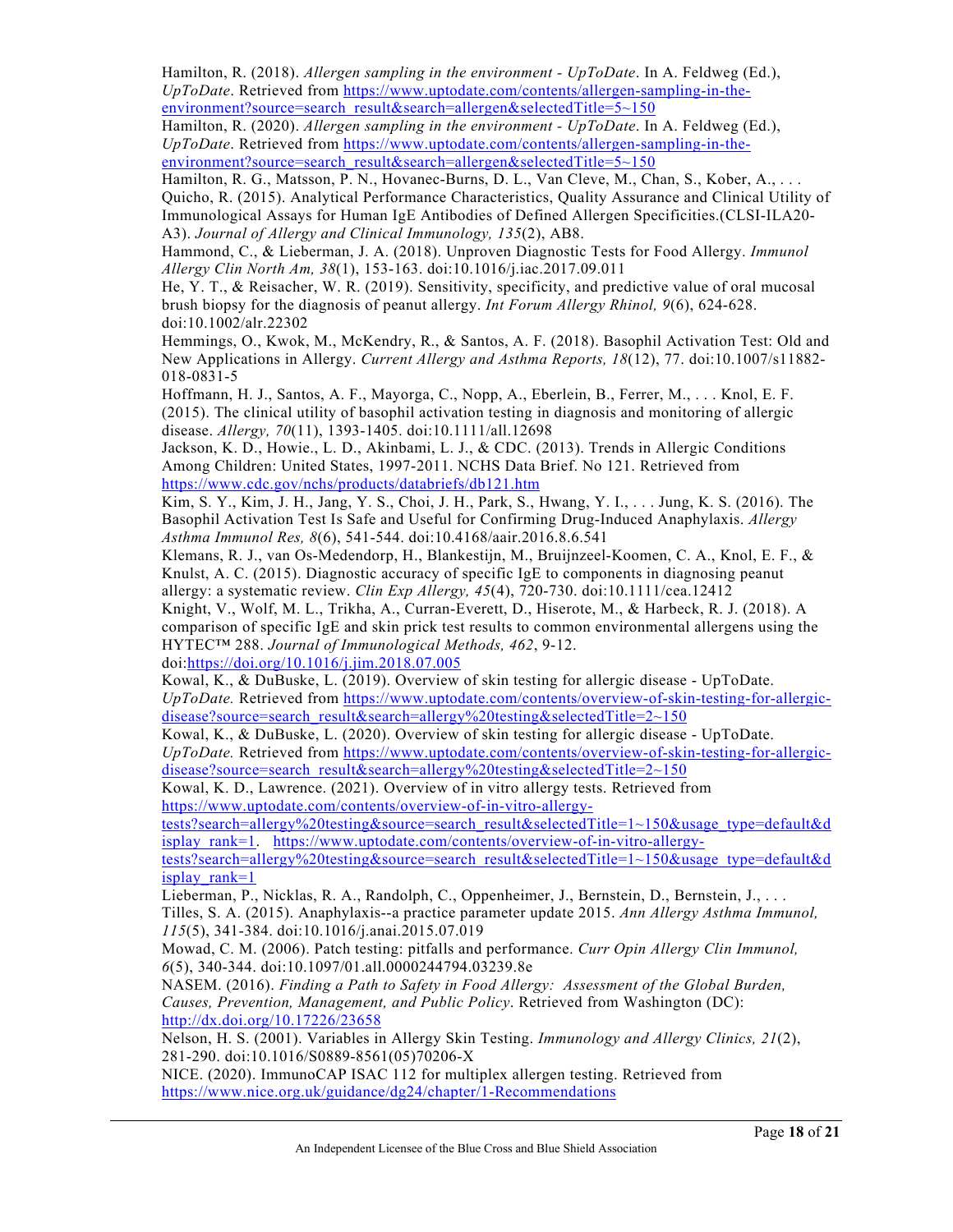Hamilton, R. (2018). *Allergen sampling in the environment - UpToDate*. In A. Feldweg (Ed.), *UpToDate*. Retrieved from https://www.uptodate.com/contents/allergen-sampling-in-the-environment?source=search_result&search=allergen&selectedTitle=5~150

Hamilton, R. (2020). *Allergen sampling in the environment - UpToDate*. In A. Feldweg (Ed.), *UpToDate*. Retrieved from https://www.uptodate.com/contents/allergen-sampling-in-the-environment?source=search_result&search=allergen&selectedTitle=5~150

Hamilton, R. G., Matsson, P. N., Hovanec-Burns, D. L., Van Cleve, M., Chan, S., Kober, A., . . . Quicho, R. (2015). Analytical Performance Characteristics, Quality Assurance and Clinical Utility of Immunological Assays for Human IgE Antibodies of Defined Allergen Specificities.(CLSI-ILA20-A3). *Journal of Allergy and Clinical Immunology, 135*(2), AB8.

Hammond, C., & Lieberman, J. A. (2018). Unproven Diagnostic Tests for Food Allergy. *Immunol Allergy Clin North Am, 38*(1), 153-163. doi:10.1016/j.iac.2017.09.011

He, Y. T., & Reisacher, W. R. (2019). Sensitivity, specificity, and predictive value of oral mucosal brush biopsy for the diagnosis of peanut allergy. *Int Forum Allergy Rhinol, 9*(6), 624-628. doi:10.1002/alr.22302

Hemmings, O., Kwok, M., McKendry, R., & Santos, A. F. (2018). Basophil Activation Test: Old and New Applications in Allergy. *Current Allergy and Asthma Reports, 18*(12), 77. doi:10.1007/s11882-018-0831-5

Hoffmann, H. J., Santos, A. F., Mayorga, C., Nopp, A., Eberlein, B., Ferrer, M., . . . Knol, E. F. (2015). The clinical utility of basophil activation testing in diagnosis and monitoring of allergic disease. *Allergy, 70*(11), 1393-1405. doi:10.1111/all.12698

Jackson, K. D., Howie., L. D., Akinbami, L. J., & CDC. (2013). Trends in Allergic Conditions Among Children: United States, 1997-2011. NCHS Data Brief. No 121. Retrieved from https://www.cdc.gov/nchs/products/databriefs/db121.htm

Kim, S. Y., Kim, J. H., Jang, Y. S., Choi, J. H., Park, S., Hwang, Y. I., . . . Jung, K. S. (2016). The Basophil Activation Test Is Safe and Useful for Confirming Drug-Induced Anaphylaxis. *Allergy Asthma Immunol Res, 8*(6), 541-544. doi:10.4168/aair.2016.8.6.541

Klemans, R. J., van Os-Medendorp, H., Blankestijn, M., Bruijnzeel-Koomen, C. A., Knol, E. F., & Knulst, A. C. (2015). Diagnostic accuracy of specific IgE to components in diagnosing peanut allergy: a systematic review. *Clin Exp Allergy, 45*(4), 720-730. doi:10.1111/cea.12412

Knight, V., Wolf, M. L., Trikha, A., Curran-Everett, D., Hiserote, M., & Harbeck, R. J. (2018). A comparison of specific IgE and skin prick test results to common environmental allergens using the HYTEC™ 288. *Journal of Immunological Methods, 462*, 9-12. doi:https://doi.org/10.1016/j.jim.2018.07.005

Kowal, K., & DuBuske, L. (2019). Overview of skin testing for allergic disease - UpToDate. *UpToDate.* Retrieved from https://www.uptodate.com/contents/overview-of-skin-testing-for-allergic-disease?source=search_result&search=allergy%20testing&selectedTitle=2~150

Kowal, K., & DuBuske, L. (2020). Overview of skin testing for allergic disease - UpToDate. *UpToDate.* Retrieved from https://www.uptodate.com/contents/overview-of-skin-testing-for-allergic-disease?source=search_result&search=allergy%20testing&selectedTitle=2~150

Kowal, K. D., Lawrence. (2021). Overview of in vitro allergy tests. Retrieved from https://www.uptodate.com/contents/overview-of-in-vitro-allergy-tests?search=allergy%20testing&source=search_result&selectedTitle=1~150&usage_type=default&display_rank=1. https://www.uptodate.com/contents/overview-of-in-vitro-allergy-tests?search=allergy%20testing&source=search_result&selectedTitle=1~150&usage_type=default&display_rank=1

Lieberman, P., Nicklas, R. A., Randolph, C., Oppenheimer, J., Bernstein, D., Bernstein, J., . . . Tilles, S. A. (2015). Anaphylaxis--a practice parameter update 2015. *Ann Allergy Asthma Immunol, 115*(5), 341-384. doi:10.1016/j.anai.2015.07.019

Mowad, C. M. (2006). Patch testing: pitfalls and performance. *Curr Opin Allergy Clin Immunol, 6*(5), 340-344. doi:10.1097/01.all.0000244794.03239.8e

NASEM. (2016). *Finding a Path to Safety in Food Allergy: Assessment of the Global Burden, Causes, Prevention, Management, and Public Policy*. Retrieved from Washington (DC): http://dx.doi.org/10.17226/23658

Nelson, H. S. (2001). Variables in Allergy Skin Testing. *Immunology and Allergy Clinics, 21*(2), 281-290. doi:10.1016/S0889-8561(05)70206-X

NICE. (2020). ImmunoCAP ISAC 112 for multiplex allergen testing. Retrieved from https://www.nice.org.uk/guidance/dg24/chapter/1-Recommendations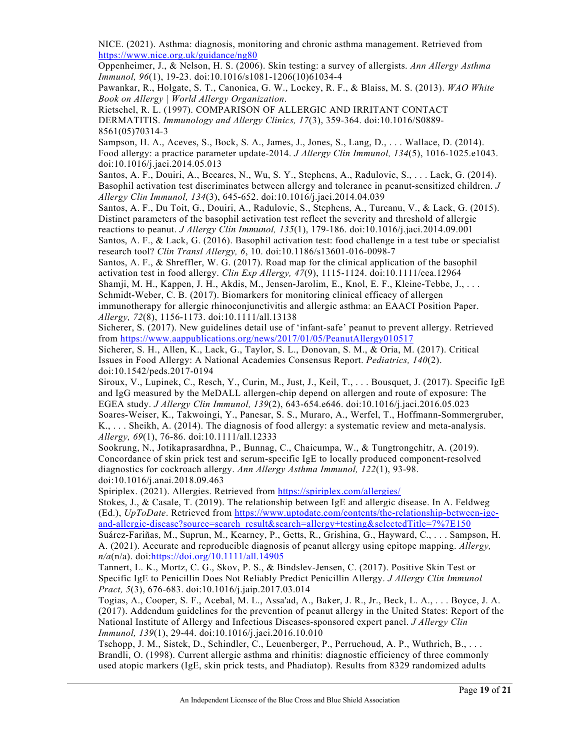NICE. (2021). Asthma: diagnosis, monitoring and chronic asthma management. Retrieved from https://www.nice.org.uk/guidance/ng80

Oppenheimer, J., & Nelson, H. S. (2006). Skin testing: a survey of allergists. *Ann Allergy Asthma Immunol, 96*(1), 19-23. doi:10.1016/s1081-1206(10)61034-4

Pawankar, R., Holgate, S. T., Canonica, G. W., Lockey, R. F., & Blaiss, M. S. (2013). *WAO White Book on Allergy | World Allergy Organization*.

Rietschel, R. L. (1997). COMPARISON OF ALLERGIC AND IRRITANT CONTACT DERMATITIS. *Immunology and Allergy Clinics, 17*(3), 359-364. doi:10.1016/S0889-8561(05)70314-3

Sampson, H. A., Aceves, S., Bock, S. A., James, J., Jones, S., Lang, D., . . . Wallace, D. (2014). Food allergy: a practice parameter update-2014. *J Allergy Clin Immunol, 134*(5), 1016-1025.e1043. doi:10.1016/j.jaci.2014.05.013

Santos, A. F., Douiri, A., Becares, N., Wu, S. Y., Stephens, A., Radulovic, S., . . . Lack, G. (2014). Basophil activation test discriminates between allergy and tolerance in peanut-sensitized children. *J Allergy Clin Immunol, 134*(3), 645-652. doi:10.1016/j.jaci.2014.04.039

Santos, A. F., Du Toit, G., Douiri, A., Radulovic, S., Stephens, A., Turcanu, V., & Lack, G. (2015). Distinct parameters of the basophil activation test reflect the severity and threshold of allergic reactions to peanut. *J Allergy Clin Immunol, 135*(1), 179-186. doi:10.1016/j.jaci.2014.09.001

Santos, A. F., & Lack, G. (2016). Basophil activation test: food challenge in a test tube or specialist research tool? *Clin Transl Allergy, 6*, 10. doi:10.1186/s13601-016-0098-7

Santos, A. F., & Shreffler, W. G. (2017). Road map for the clinical application of the basophil activation test in food allergy. *Clin Exp Allergy, 47*(9), 1115-1124. doi:10.1111/cea.12964

Shamji, M. H., Kappen, J. H., Akdis, M., Jensen-Jarolim, E., Knol, E. F., Kleine-Tebbe, J., . . . Schmidt-Weber, C. B. (2017). Biomarkers for monitoring clinical efficacy of allergen immunotherapy for allergic rhinoconjunctivitis and allergic asthma: an EAACI Position Paper. *Allergy, 72*(8), 1156-1173. doi:10.1111/all.13138

Sicherer, S. (2017). New guidelines detail use of 'infant-safe' peanut to prevent allergy. Retrieved from https://www.aappublications.org/news/2017/01/05/PeanutAllergy010517

Sicherer, S. H., Allen, K., Lack, G., Taylor, S. L., Donovan, S. M., & Oria, M. (2017). Critical Issues in Food Allergy: A National Academies Consensus Report. *Pediatrics, 140*(2). doi:10.1542/peds.2017-0194

Siroux, V., Lupinek, C., Resch, Y., Curin, M., Just, J., Keil, T., . . . Bousquet, J. (2017). Specific IgE and IgG measured by the MeDALL allergen-chip depend on allergen and route of exposure: The EGEA study. *J Allergy Clin Immunol, 139*(2), 643-654.e646. doi:10.1016/j.jaci.2016.05.023

Soares-Weiser, K., Takwoingi, Y., Panesar, S. S., Muraro, A., Werfel, T., Hoffmann-Sommergruber, K., . . . Sheikh, A. (2014). The diagnosis of food allergy: a systematic review and meta-analysis. *Allergy, 69*(1), 76-86. doi:10.1111/all.12333

Sookrung, N., Jotikaprasardhna, P., Bunnag, C., Chaicumpa, W., & Tungtrongchitr, A. (2019). Concordance of skin prick test and serum-specific IgE to locally produced component-resolved diagnostics for cockroach allergy. *Ann Allergy Asthma Immunol, 122*(1), 93-98. doi:10.1016/j.anai.2018.09.463

Spiriplex. (2021). Allergies. Retrieved from https://spiriplex.com/allergies/

Stokes, J., & Casale, T. (2019). The relationship between IgE and allergic disease. In A. Feldweg (Ed.), *UpToDate*. Retrieved from https://www.uptodate.com/contents/the-relationship-between-ige-and-allergic-disease?source=search_result&search=allergy+testing&selectedTitle=7%7E150

Suárez-Fariñas, M., Suprun, M., Kearney, P., Getts, R., Grishina, G., Hayward, C., . . . Sampson, H. A. (2021). Accurate and reproducible diagnosis of peanut allergy using epitope mapping. *Allergy, n/a*(n/a). doi:https://doi.org/10.1111/all.14905

Tannert, L. K., Mortz, C. G., Skov, P. S., & Bindslev-Jensen, C. (2017). Positive Skin Test or Specific IgE to Penicillin Does Not Reliably Predict Penicillin Allergy. *J Allergy Clin Immunol Pract, 5*(3), 676-683. doi:10.1016/j.jaip.2017.03.014

Togias, A., Cooper, S. F., Acebal, M. L., Assa'ad, A., Baker, J. R., Jr., Beck, L. A., . . . Boyce, J. A. (2017). Addendum guidelines for the prevention of peanut allergy in the United States: Report of the National Institute of Allergy and Infectious Diseases-sponsored expert panel. *J Allergy Clin Immunol, 139*(1), 29-44. doi:10.1016/j.jaci.2016.10.010

Tschopp, J. M., Sistek, D., Schindler, C., Leuenberger, P., Perruchoud, A. P., Wuthrich, B., . . . Brandli, O. (1998). Current allergic asthma and rhinitis: diagnostic efficiency of three commonly used atopic markers (IgE, skin prick tests, and Phadiatop). Results from 8329 randomized adults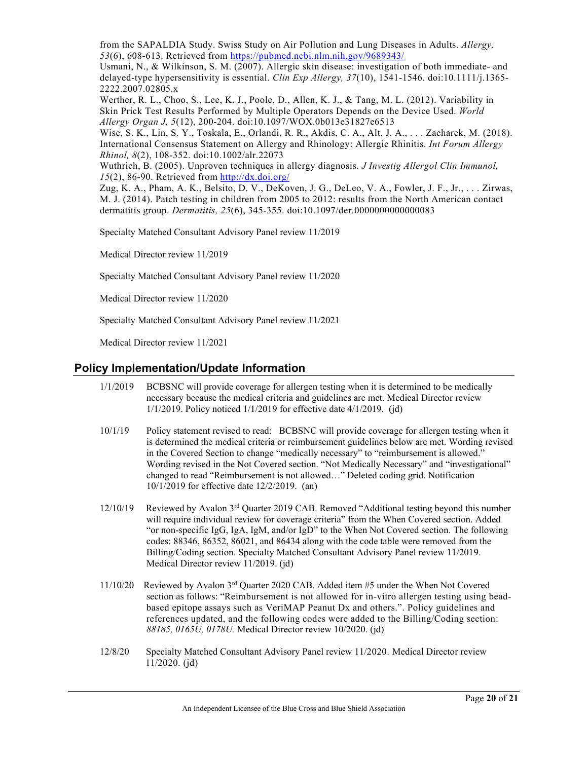from the SAPALDIA Study. Swiss Study on Air Pollution and Lung Diseases in Adults. *Allergy, 53*(6), 608-613. Retrieved from https://pubmed.ncbi.nlm.nih.gov/9689343/

Usmani, N., & Wilkinson, S. M. (2007). Allergic skin disease: investigation of both immediate- and delayed-type hypersensitivity is essential. *Clin Exp Allergy, 37*(10), 1541-1546. doi:10.1111/j.1365-2222.2007.02805.x

Werther, R. L., Choo, S., Lee, K. J., Poole, D., Allen, K. J., & Tang, M. L. (2012). Variability in Skin Prick Test Results Performed by Multiple Operators Depends on the Device Used. *World Allergy Organ J, 5*(12), 200-204. doi:10.1097/WOX.0b013e31827e6513

Wise, S. K., Lin, S. Y., Toskala, E., Orlandi, R. R., Akdis, C. A., Alt, J. A., . . . Zacharek, M. (2018). International Consensus Statement on Allergy and Rhinology: Allergic Rhinitis. *Int Forum Allergy Rhinol, 8*(2), 108-352. doi:10.1002/alr.22073

Wuthrich, B. (2005). Unproven techniques in allergy diagnosis. *J Investig Allergol Clin Immunol, 15*(2), 86-90. Retrieved from http://dx.doi.org/

Zug, K. A., Pham, A. K., Belsito, D. V., DeKoven, J. G., DeLeo, V. A., Fowler, J. F., Jr., . . . Zirwas, M. J. (2014). Patch testing in children from 2005 to 2012: results from the North American contact dermatitis group. *Dermatitis, 25*(6), 345-355. doi:10.1097/der.0000000000000083

Specialty Matched Consultant Advisory Panel review 11/2019

Medical Director review 11/2019

Specialty Matched Consultant Advisory Panel review 11/2020

Medical Director review 11/2020

Specialty Matched Consultant Advisory Panel review 11/2021

Medical Director review 11/2021

## Policy Implementation/Update Information

1/1/2019 BCBSNC will provide coverage for allergen testing when it is determined to be medically necessary because the medical criteria and guidelines are met. Medical Director review 1/1/2019. Policy noticed 1/1/2019 for effective date 4/1/2019. (jd)

10/1/19 Policy statement revised to read: BCBSNC will provide coverage for allergen testing when it is determined the medical criteria or reimbursement guidelines below are met. Wording revised in the Covered Section to change "medically necessary" to "reimbursement is allowed." Wording revised in the Not Covered section. "Not Medically Necessary" and "investigational" changed to read "Reimbursement is not allowed…" Deleted coding grid. Notification 10/1/2019 for effective date 12/2/2019. (an)

12/10/19 Reviewed by Avalon 3rd Quarter 2019 CAB. Removed "Additional testing beyond this number will require individual review for coverage criteria" from the When Covered section. Added "or non-specific IgG, IgA, IgM, and/or IgD" to the When Not Covered section. The following codes: 88346, 86352, 86021, and 86434 along with the code table were removed from the Billing/Coding section. Specialty Matched Consultant Advisory Panel review 11/2019. Medical Director review 11/2019. (jd)

11/10/20 Reviewed by Avalon 3rd Quarter 2020 CAB. Added item #5 under the When Not Covered section as follows: "Reimbursement is not allowed for in-vitro allergen testing using bead-based epitope assays such as VeriMAP Peanut Dx and others.". Policy guidelines and references updated, and the following codes were added to the Billing/Coding section: *88185, 0165U, 0178U.* Medical Director review 10/2020. (jd)

12/8/20 Specialty Matched Consultant Advisory Panel review 11/2020. Medical Director review 11/2020. (jd)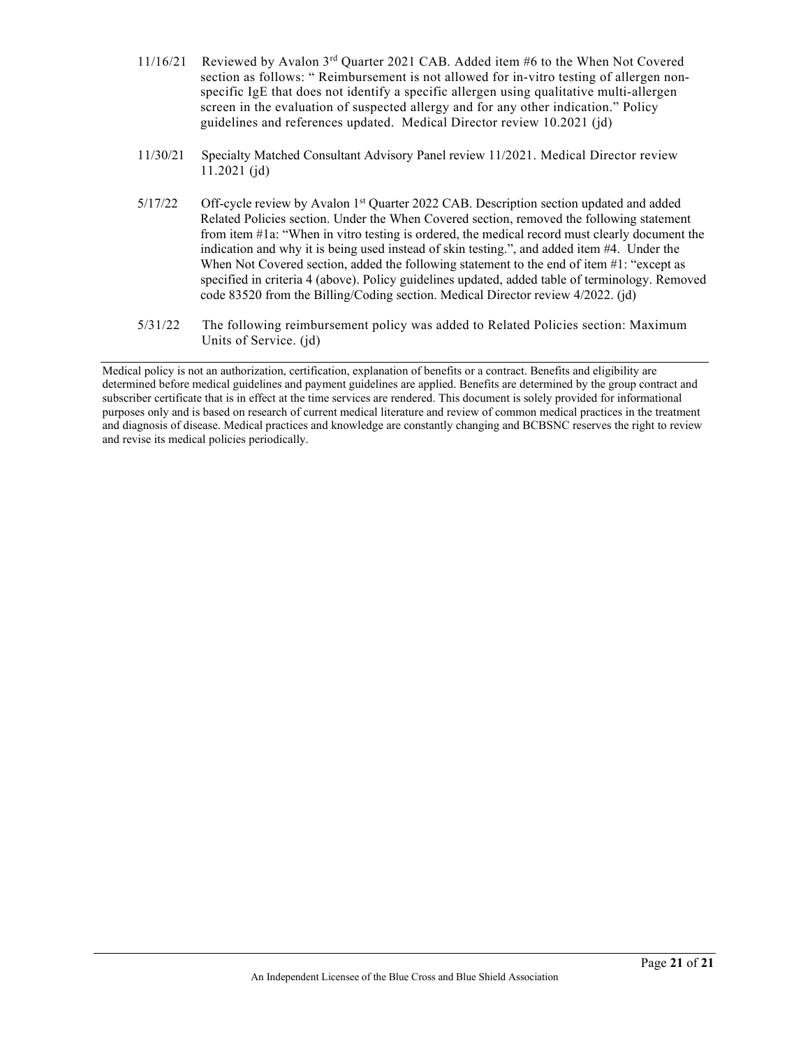11/16/21 Reviewed by Avalon 3rd Quarter 2021 CAB. Added item #6 to the When Not Covered section as follows: " Reimbursement is not allowed for in-vitro testing of allergen non-specific IgE that does not identify a specific allergen using qualitative multi-allergen screen in the evaluation of suspected allergy and for any other indication." Policy guidelines and references updated. Medical Director review 10.2021 (jd)

11/30/21 Specialty Matched Consultant Advisory Panel review 11/2021. Medical Director review 11.2021 (jd)

5/17/22 Off-cycle review by Avalon 1st Quarter 2022 CAB. Description section updated and added Related Policies section. Under the When Covered section, removed the following statement from item #1a: "When in vitro testing is ordered, the medical record must clearly document the indication and why it is being used instead of skin testing.", and added item #4. Under the When Not Covered section, added the following statement to the end of item #1: "except as specified in criteria 4 (above). Policy guidelines updated, added table of terminology. Removed code 83520 from the Billing/Coding section. Medical Director review 4/2022. (jd)

5/31/22 The following reimbursement policy was added to Related Policies section: Maximum Units of Service. (jd)

---

Medical policy is not an authorization, certification, explanation of benefits or a contract. Benefits and eligibility are determined before medical guidelines and payment guidelines are applied. Benefits are determined by the group contract and subscriber certificate that is in effect at the time services are rendered. This document is solely provided for informational purposes only and is based on research of current medical literature and review of common medical practices in the treatment and diagnosis of disease. Medical practices and knowledge are constantly changing and BCBSNC reserves the right to review and revise its medical policies periodically.